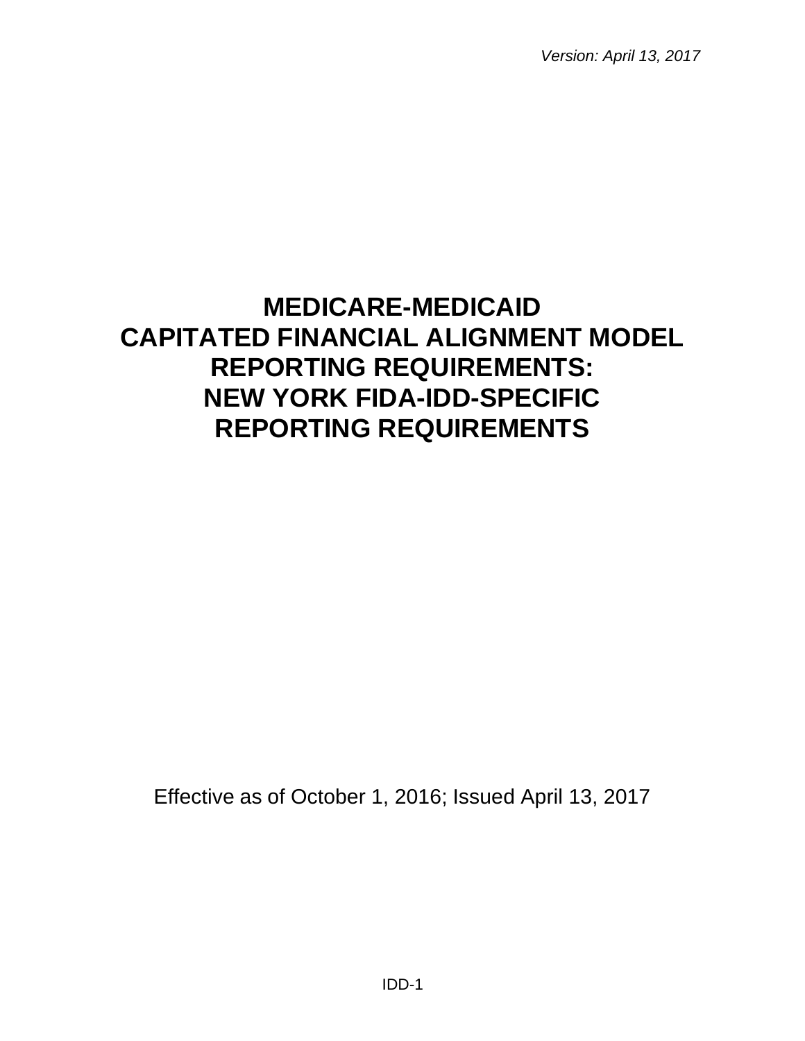*Version: April 13, 2017*

# MEDICARE-MEDICAID CAPITATED FINANCIAL ALIGNMENT MODEL REPORTING REQUIREMENTS: NEW YORK FIDA-IDD-SPECIFIC REPORTING REQUIREMENTS

Effective as of October 1, 2016; Issued April 13, 2017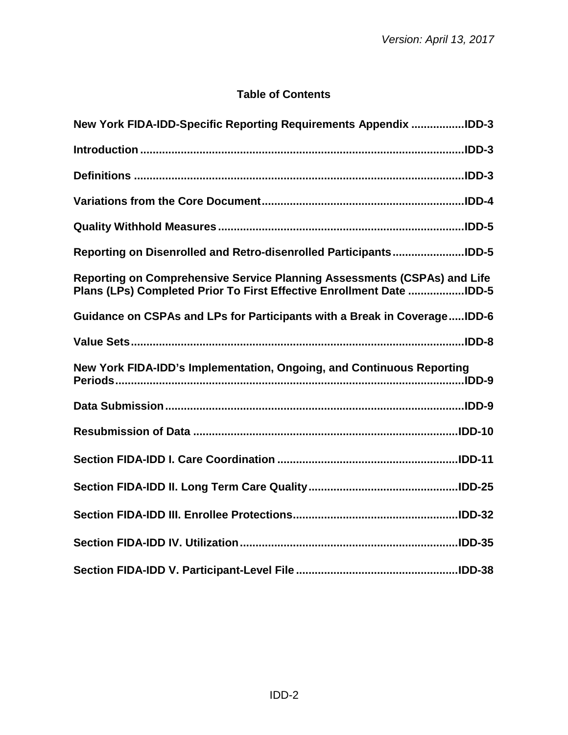## Table of Contents

**New York FIDA-IDD-Specific Reporting Requirements Appendix ................IDD-3**

**Introduction .......................................................................................................IDD-3**

**Definitions .........................................................................................................IDD-3**

**Variations from the Core Document................................................................IDD-4**

**Quality Withhold Measures .............................................................................IDD-5**

**Reporting on Disenrolled and Retro-disenrolled Participants......................IDD-5**

**Reporting on Comprehensive Service Planning Assessments (CSPAs) and Life Plans (LPs) Completed Prior To First Effective Enrollment Date .................IDD-5**

**Guidance on CSPAs and LPs for Participants with a Break in Coverage.....IDD-6**

**Value Sets..........................................................................................................IDD-8**

**New York FIDA-IDD's Implementation, Ongoing, and Continuous Reporting Periods................................................................................................................IDD-9**

**Data Submission...............................................................................................IDD-9**

**Resubmission of Data ....................................................................................IDD-10**

**Section FIDA-IDD I. Care Coordination .........................................................IDD-11**

**Section FIDA-IDD II. Long Term Care Quality...............................................IDD-25**

**Section FIDA-IDD III. Enrollee Protections....................................................IDD-32**

**Section FIDA-IDD IV. Utilization.....................................................................IDD-35**

**Section FIDA-IDD V. Participant-Level File ...................................................IDD-38**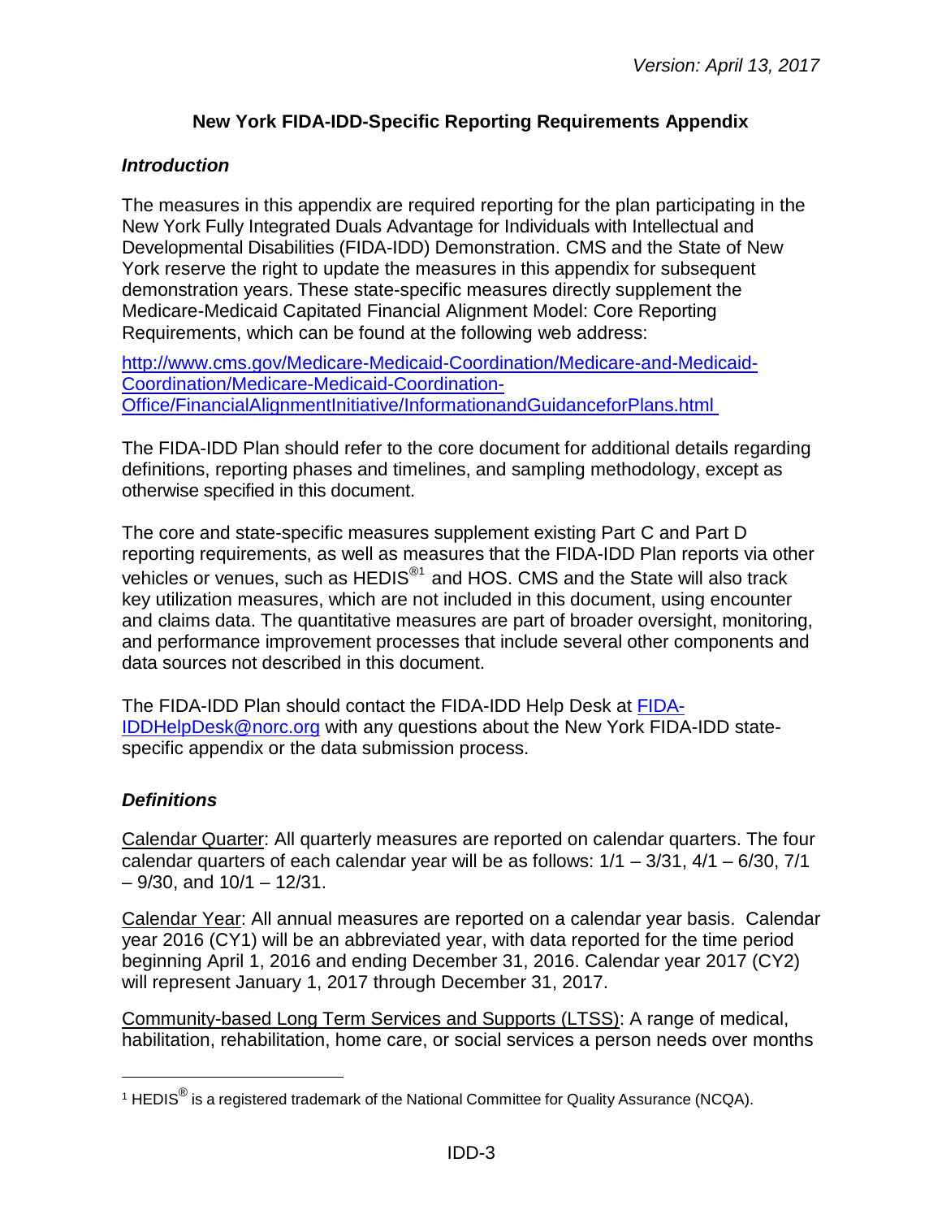# New York FIDA-IDD-Specific Reporting Requirements Appendix

## *Introduction*

The measures in this appendix are required reporting for the plan participating in the New York Fully Integrated Duals Advantage for Individuals with Intellectual and Developmental Disabilities (FIDA-IDD) Demonstration. CMS and the State of New York reserve the right to update the measures in this appendix for subsequent demonstration years. These state-specific measures directly supplement the Medicare-Medicaid Capitated Financial Alignment Model: Core Reporting Requirements, which can be found at the following web address:

[http://www.cms.gov/Medicare-Medicaid-Coordination/Medicare-and-Medicaid-Coordination/Medicare-Medicaid-Coordination-Office/FinancialAlignmentInitiative/InformationandGuidanceforPlans.html](http://www.cms.gov/Medicare-Medicaid-Coordination/Medicare-and-Medicaid-Coordination/Medicare-Medicaid-Coordination-Office/FinancialAlignmentInitiative/InformationandGuidanceforPlans.html)

The FIDA-IDD Plan should refer to the core document for additional details regarding definitions, reporting phases and timelines, and sampling methodology, except as otherwise specified in this document.

The core and state-specific measures supplement existing Part C and Part D reporting requirements, as well as measures that the FIDA-IDD Plan reports via other vehicles or venues, such as HEDIS®[1] and HOS. CMS and the State will also track key utilization measures, which are not included in this document, using encounter and claims data. The quantitative measures are part of broader oversight, monitoring, and performance improvement processes that include several other components and data sources not described in this document.

The FIDA-IDD Plan should contact the FIDA-IDD Help Desk at [FIDA-IDDHelpDesk@norc.org](mailto:FIDA-IDDHelpDesk@norc.org) with any questions about the New York FIDA-IDD state-specific appendix or the data submission process.

## *Definitions*

<u>Calendar Quarter</u>: All quarterly measures are reported on calendar quarters. The four calendar quarters of each calendar year will be as follows: 1/1 – 3/31, 4/1 – 6/30, 7/1 – 9/30, and 10/1 – 12/31.

<u>Calendar Year</u>: All annual measures are reported on a calendar year basis. Calendar year 2016 (CY1) will be an abbreviated year, with data reported for the time period beginning April 1, 2016 and ending December 31, 2016. Calendar year 2017 (CY2) will represent January 1, 2017 through December 31, 2017.

<u>Community-based Long Term Services and Supports (LTSS)</u>: A range of medical, habilitation, rehabilitation, home care, or social services a person needs over months

---

[1] HEDIS® is a registered trademark of the National Committee for Quality Assurance (NCQA).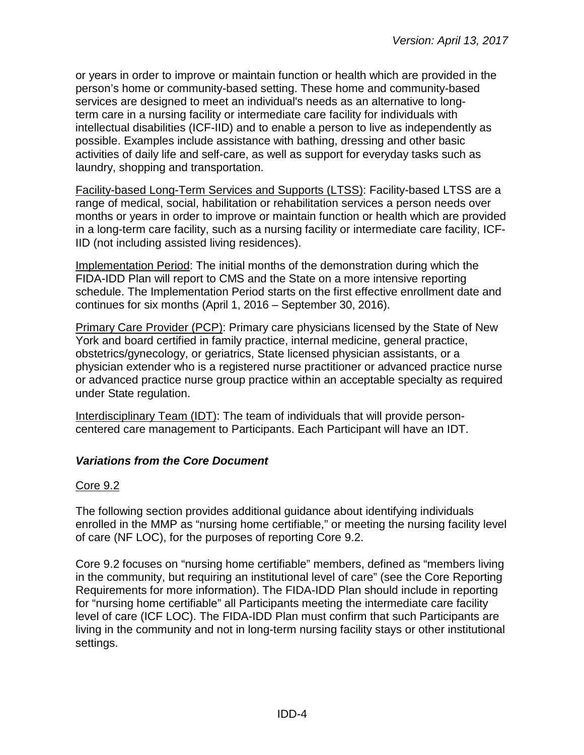or years in order to improve or maintain function or health which are provided in the person's home or community-based setting. These home and community-based services are designed to meet an individual's needs as an alternative to long-term care in a nursing facility or intermediate care facility for individuals with intellectual disabilities (ICF-IID) and to enable a person to live as independently as possible. Examples include assistance with bathing, dressing and other basic activities of daily life and self-care, as well as support for everyday tasks such as laundry, shopping and transportation.

Facility-based Long-Term Services and Supports (LTSS): Facility-based LTSS are a range of medical, social, habilitation or rehabilitation services a person needs over months or years in order to improve or maintain function or health which are provided in a long-term care facility, such as a nursing facility or intermediate care facility, ICF-IID (not including assisted living residences).

Implementation Period: The initial months of the demonstration during which the FIDA-IDD Plan will report to CMS and the State on a more intensive reporting schedule. The Implementation Period starts on the first effective enrollment date and continues for six months (April 1, 2016 – September 30, 2016).

Primary Care Provider (PCP): Primary care physicians licensed by the State of New York and board certified in family practice, internal medicine, general practice, obstetrics/gynecology, or geriatrics, State licensed physician assistants, or a physician extender who is a registered nurse practitioner or advanced practice nurse or advanced practice nurse group practice within an acceptable specialty as required under State regulation.

Interdisciplinary Team (IDT): The team of individuals that will provide person-centered care management to Participants. Each Participant will have an IDT.

### *Variations from the Core Document*

Core 9.2

The following section provides additional guidance about identifying individuals enrolled in the MMP as "nursing home certifiable," or meeting the nursing facility level of care (NF LOC), for the purposes of reporting Core 9.2.

Core 9.2 focuses on "nursing home certifiable" members, defined as "members living in the community, but requiring an institutional level of care" (see the Core Reporting Requirements for more information). The FIDA-IDD Plan should include in reporting for "nursing home certifiable" all Participants meeting the intermediate care facility level of care (ICF LOC). The FIDA-IDD Plan must confirm that such Participants are living in the community and not in long-term nursing facility stays or other institutional settings.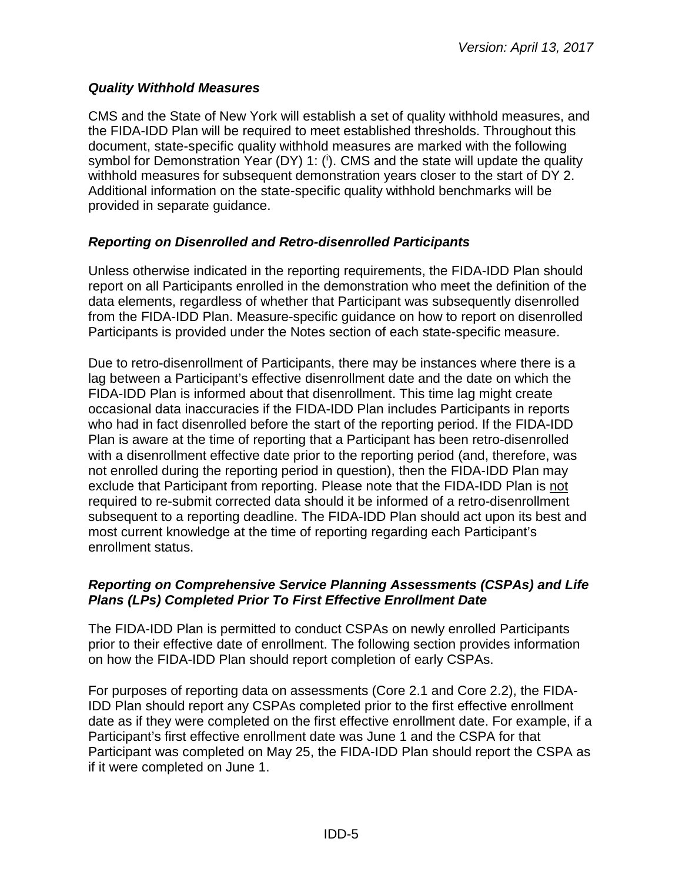### *Quality Withhold Measures*

CMS and the State of New York will establish a set of quality withhold measures, and the FIDA-IDD Plan will be required to meet established thresholds. Throughout this document, state-specific quality withhold measures are marked with the following symbol for Demonstration Year (DY) 1: ([i]). CMS and the state will update the quality withhold measures for subsequent demonstration years closer to the start of DY 2. Additional information on the state-specific quality withhold benchmarks will be provided in separate guidance.

### *Reporting on Disenrolled and Retro-disenrolled Participants*

Unless otherwise indicated in the reporting requirements, the FIDA-IDD Plan should report on all Participants enrolled in the demonstration who meet the definition of the data elements, regardless of whether that Participant was subsequently disenrolled from the FIDA-IDD Plan. Measure-specific guidance on how to report on disenrolled Participants is provided under the Notes section of each state-specific measure.

Due to retro-disenrollment of Participants, there may be instances where there is a lag between a Participant's effective disenrollment date and the date on which the FIDA-IDD Plan is informed about that disenrollment. This time lag might create occasional data inaccuracies if the FIDA-IDD Plan includes Participants in reports who had in fact disenrolled before the start of the reporting period. If the FIDA-IDD Plan is aware at the time of reporting that a Participant has been retro-disenrolled with a disenrollment effective date prior to the reporting period (and, therefore, was not enrolled during the reporting period in question), then the FIDA-IDD Plan may exclude that Participant from reporting. Please note that the FIDA-IDD Plan is not required to re-submit corrected data should it be informed of a retro-disenrollment subsequent to a reporting deadline. The FIDA-IDD Plan should act upon its best and most current knowledge at the time of reporting regarding each Participant's enrollment status.

### *Reporting on Comprehensive Service Planning Assessments (CSPAs) and Life Plans (LPs) Completed Prior To First Effective Enrollment Date*

The FIDA-IDD Plan is permitted to conduct CSPAs on newly enrolled Participants prior to their effective date of enrollment. The following section provides information on how the FIDA-IDD Plan should report completion of early CSPAs.

For purposes of reporting data on assessments (Core 2.1 and Core 2.2), the FIDA-IDD Plan should report any CSPAs completed prior to the first effective enrollment date as if they were completed on the first effective enrollment date. For example, if a Participant's first effective enrollment date was June 1 and the CSPA for that Participant was completed on May 25, the FIDA-IDD Plan should report the CSPA as if it were completed on June 1.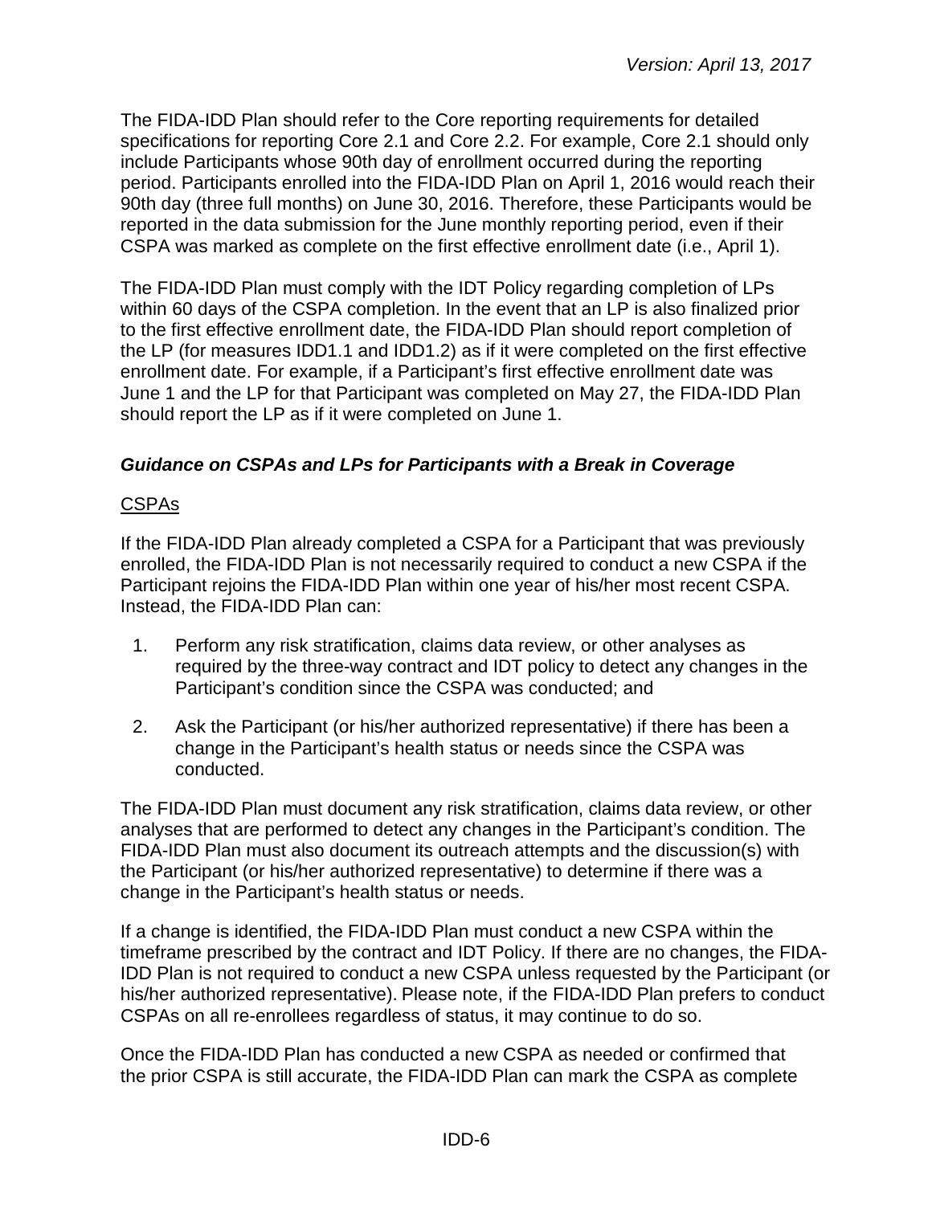The FIDA-IDD Plan should refer to the Core reporting requirements for detailed specifications for reporting Core 2.1 and Core 2.2. For example, Core 2.1 should only include Participants whose 90th day of enrollment occurred during the reporting period. Participants enrolled into the FIDA-IDD Plan on April 1, 2016 would reach their 90th day (three full months) on June 30, 2016. Therefore, these Participants would be reported in the data submission for the June monthly reporting period, even if their CSPA was marked as complete on the first effective enrollment date (i.e., April 1).

The FIDA-IDD Plan must comply with the IDT Policy regarding completion of LPs within 60 days of the CSPA completion. In the event that an LP is also finalized prior to the first effective enrollment date, the FIDA-IDD Plan should report completion of the LP (for measures IDD1.1 and IDD1.2) as if it were completed on the first effective enrollment date. For example, if a Participant's first effective enrollment date was June 1 and the LP for that Participant was completed on May 27, the FIDA-IDD Plan should report the LP as if it were completed on June 1.

### *Guidance on CSPAs and LPs for Participants with a Break in Coverage*

<u>CSPAs</u>

If the FIDA-IDD Plan already completed a CSPA for a Participant that was previously enrolled, the FIDA-IDD Plan is not necessarily required to conduct a new CSPA if the Participant rejoins the FIDA-IDD Plan within one year of his/her most recent CSPA. Instead, the FIDA-IDD Plan can:

1. Perform any risk stratification, claims data review, or other analyses as required by the three-way contract and IDT policy to detect any changes in the Participant's condition since the CSPA was conducted; and
2. Ask the Participant (or his/her authorized representative) if there has been a change in the Participant's health status or needs since the CSPA was conducted.

The FIDA-IDD Plan must document any risk stratification, claims data review, or other analyses that are performed to detect any changes in the Participant's condition. The FIDA-IDD Plan must also document its outreach attempts and the discussion(s) with the Participant (or his/her authorized representative) to determine if there was a change in the Participant's health status or needs.

If a change is identified, the FIDA-IDD Plan must conduct a new CSPA within the timeframe prescribed by the contract and IDT Policy. If there are no changes, the FIDA-IDD Plan is not required to conduct a new CSPA unless requested by the Participant (or his/her authorized representative). Please note, if the FIDA-IDD Plan prefers to conduct CSPAs on all re-enrollees regardless of status, it may continue to do so.

Once the FIDA-IDD Plan has conducted a new CSPA as needed or confirmed that the prior CSPA is still accurate, the FIDA-IDD Plan can mark the CSPA as complete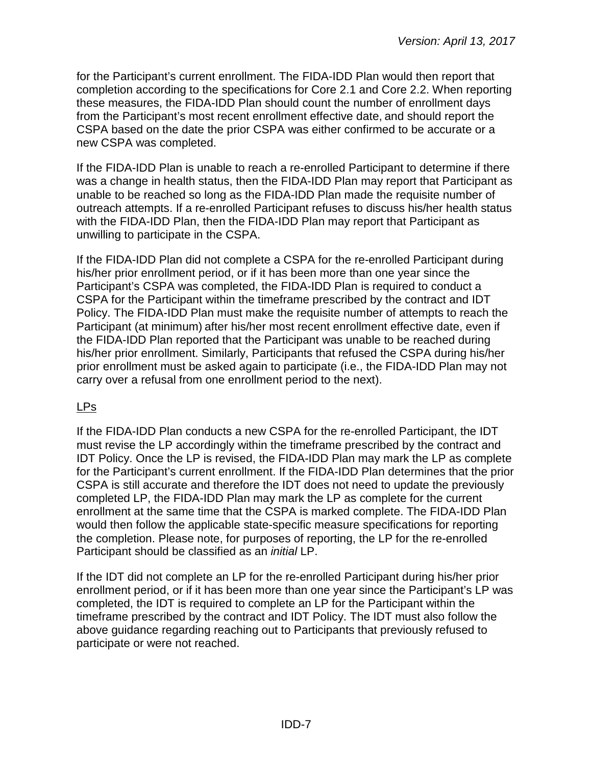for the Participant's current enrollment. The FIDA-IDD Plan would then report that completion according to the specifications for Core 2.1 and Core 2.2. When reporting these measures, the FIDA-IDD Plan should count the number of enrollment days from the Participant's most recent enrollment effective date, and should report the CSPA based on the date the prior CSPA was either confirmed to be accurate or a new CSPA was completed.

If the FIDA-IDD Plan is unable to reach a re-enrolled Participant to determine if there was a change in health status, then the FIDA-IDD Plan may report that Participant as unable to be reached so long as the FIDA-IDD Plan made the requisite number of outreach attempts. If a re-enrolled Participant refuses to discuss his/her health status with the FIDA-IDD Plan, then the FIDA-IDD Plan may report that Participant as unwilling to participate in the CSPA.

If the FIDA-IDD Plan did not complete a CSPA for the re-enrolled Participant during his/her prior enrollment period, or if it has been more than one year since the Participant's CSPA was completed, the FIDA-IDD Plan is required to conduct a CSPA for the Participant within the timeframe prescribed by the contract and IDT Policy. The FIDA-IDD Plan must make the requisite number of attempts to reach the Participant (at minimum) after his/her most recent enrollment effective date, even if the FIDA-IDD Plan reported that the Participant was unable to be reached during his/her prior enrollment. Similarly, Participants that refused the CSPA during his/her prior enrollment must be asked again to participate (i.e., the FIDA-IDD Plan may not carry over a refusal from one enrollment period to the next).

LPs

If the FIDA-IDD Plan conducts a new CSPA for the re-enrolled Participant, the IDT must revise the LP accordingly within the timeframe prescribed by the contract and IDT Policy. Once the LP is revised, the FIDA-IDD Plan may mark the LP as complete for the Participant's current enrollment. If the FIDA-IDD Plan determines that the prior CSPA is still accurate and therefore the IDT does not need to update the previously completed LP, the FIDA-IDD Plan may mark the LP as complete for the current enrollment at the same time that the CSPA is marked complete. The FIDA-IDD Plan would then follow the applicable state-specific measure specifications for reporting the completion. Please note, for purposes of reporting, the LP for the re-enrolled Participant should be classified as an *initial* LP.

If the IDT did not complete an LP for the re-enrolled Participant during his/her prior enrollment period, or if it has been more than one year since the Participant's LP was completed, the IDT is required to complete an LP for the Participant within the timeframe prescribed by the contract and IDT Policy. The IDT must also follow the above guidance regarding reaching out to Participants that previously refused to participate or were not reached.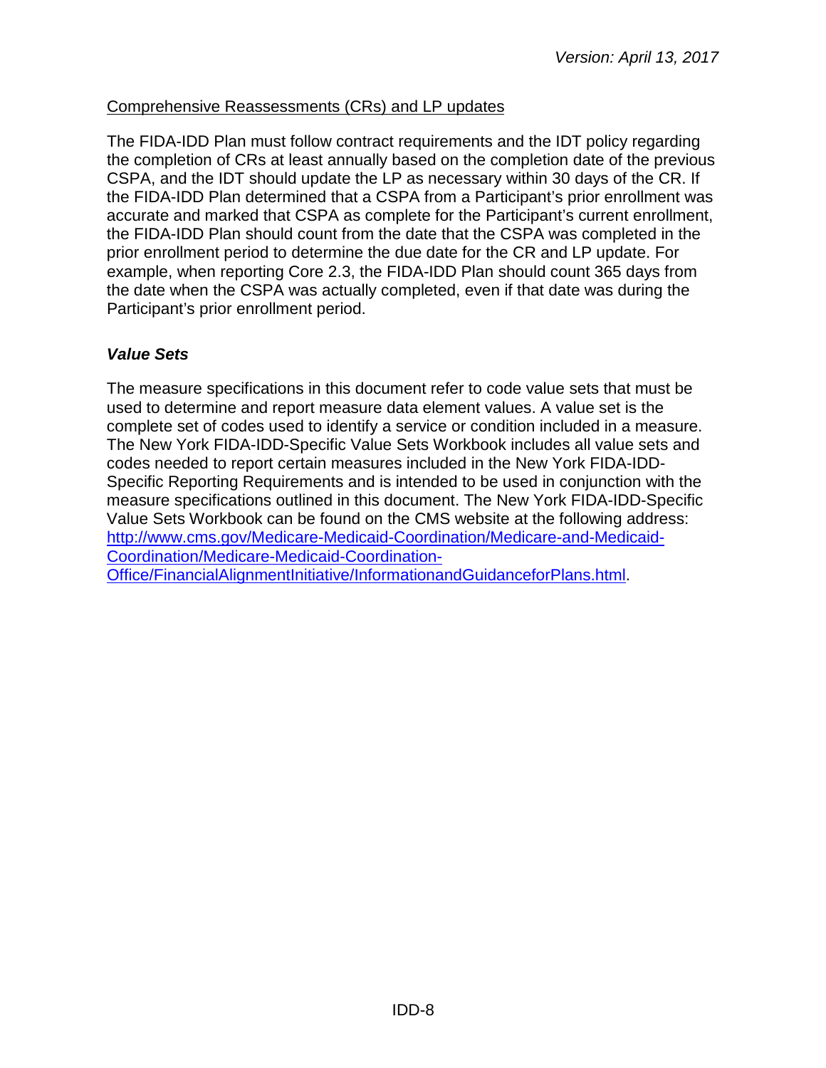Comprehensive Reassessments (CRs) and LP updates

The FIDA-IDD Plan must follow contract requirements and the IDT policy regarding the completion of CRs at least annually based on the completion date of the previous CSPA, and the IDT should update the LP as necessary within 30 days of the CR. If the FIDA-IDD Plan determined that a CSPA from a Participant's prior enrollment was accurate and marked that CSPA as complete for the Participant's current enrollment, the FIDA-IDD Plan should count from the date that the CSPA was completed in the prior enrollment period to determine the due date for the CR and LP update. For example, when reporting Core 2.3, the FIDA-IDD Plan should count 365 days from the date when the CSPA was actually completed, even if that date was during the Participant's prior enrollment period.

### ***Value Sets***

The measure specifications in this document refer to code value sets that must be used to determine and report measure data element values. A value set is the complete set of codes used to identify a service or condition included in a measure. The New York FIDA-IDD-Specific Value Sets Workbook includes all value sets and codes needed to report certain measures included in the New York FIDA-IDD-Specific Reporting Requirements and is intended to be used in conjunction with the measure specifications outlined in this document. The New York FIDA-IDD-Specific Value Sets Workbook can be found on the CMS website at the following address: [http://www.cms.gov/Medicare-Medicaid-Coordination/Medicare-and-Medicaid-Coordination/Medicare-Medicaid-Coordination-Office/FinancialAlignmentInitiative/InformationandGuidanceforPlans.html](http://www.cms.gov/Medicare-Medicaid-Coordination/Medicare-and-Medicaid-Coordination/Medicare-Medicaid-Coordination-Office/FinancialAlignmentInitiative/InformationandGuidanceforPlans.html).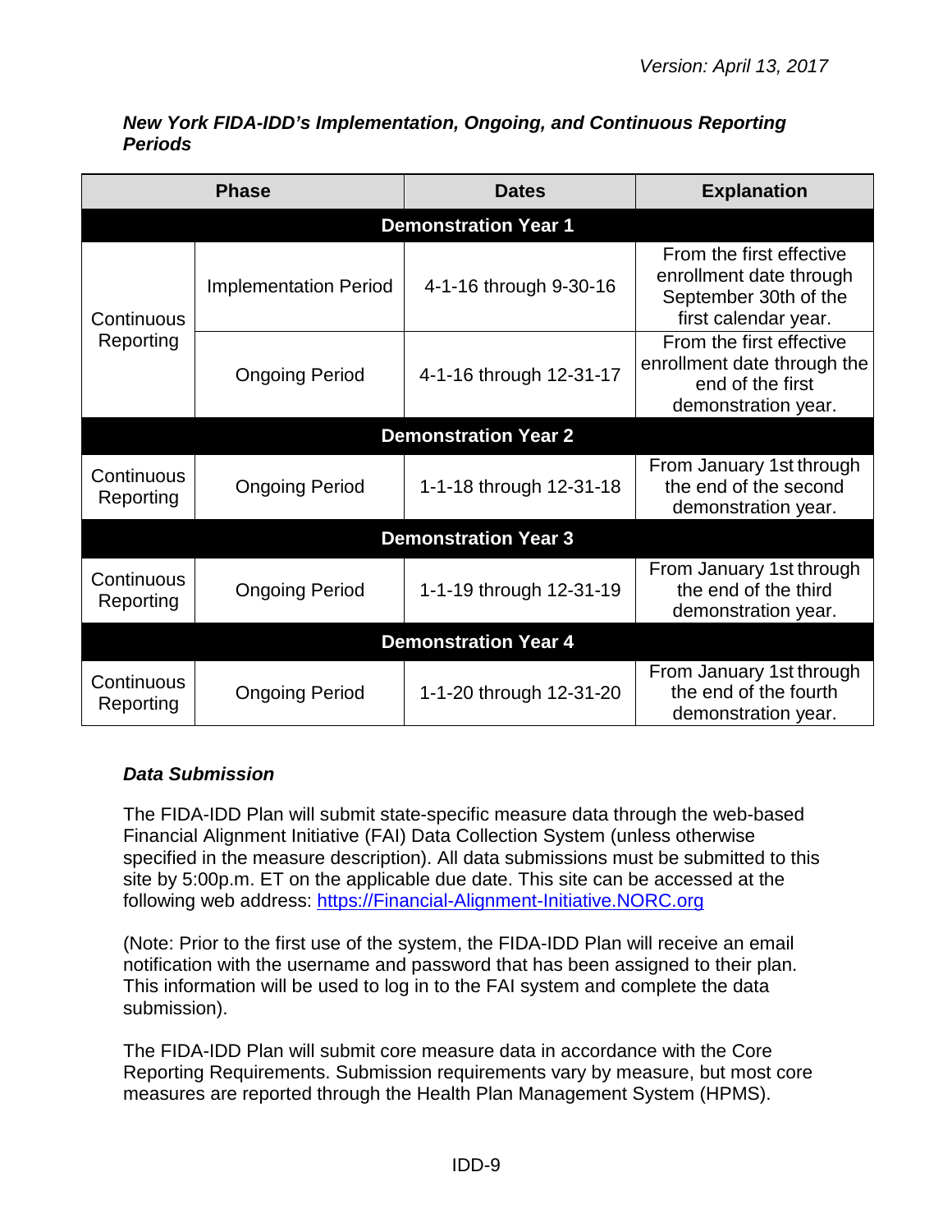***New York FIDA-IDD's Implementation, Ongoing, and Continuous Reporting Periods***

| Phase | | Dates | Explanation |
|---|---|---|---|
| **Demonstration Year 1** | | | |
| Continuous Reporting | Implementation Period | 4-1-16 through 9-30-16 | From the first effective enrollment date through September 30th of the first calendar year. |
| | Ongoing Period | 4-1-16 through 12-31-17 | From the first effective enrollment date through the end of the first demonstration year. |
| **Demonstration Year 2** | | | |
| Continuous Reporting | Ongoing Period | 1-1-18 through 12-31-18 | From January 1st through the end of the second demonstration year. |
| **Demonstration Year 3** | | | |
| Continuous Reporting | Ongoing Period | 1-1-19 through 12-31-19 | From January 1st through the end of the third demonstration year. |
| **Demonstration Year 4** | | | |
| Continuous Reporting | Ongoing Period | 1-1-20 through 12-31-20 | From January 1st through the end of the fourth demonstration year. |

***Data Submission***

The FIDA-IDD Plan will submit state-specific measure data through the web-based Financial Alignment Initiative (FAI) Data Collection System (unless otherwise specified in the measure description). All data submissions must be submitted to this site by 5:00p.m. ET on the applicable due date. This site can be accessed at the following web address: [https://Financial-Alignment-Initiative.NORC.org](https://Financial-Alignment-Initiative.NORC.org)

(Note: Prior to the first use of the system, the FIDA-IDD Plan will receive an email notification with the username and password that has been assigned to their plan. This information will be used to log in to the FAI system and complete the data submission).

The FIDA-IDD Plan will submit core measure data in accordance with the Core Reporting Requirements. Submission requirements vary by measure, but most core measures are reported through the Health Plan Management System (HPMS).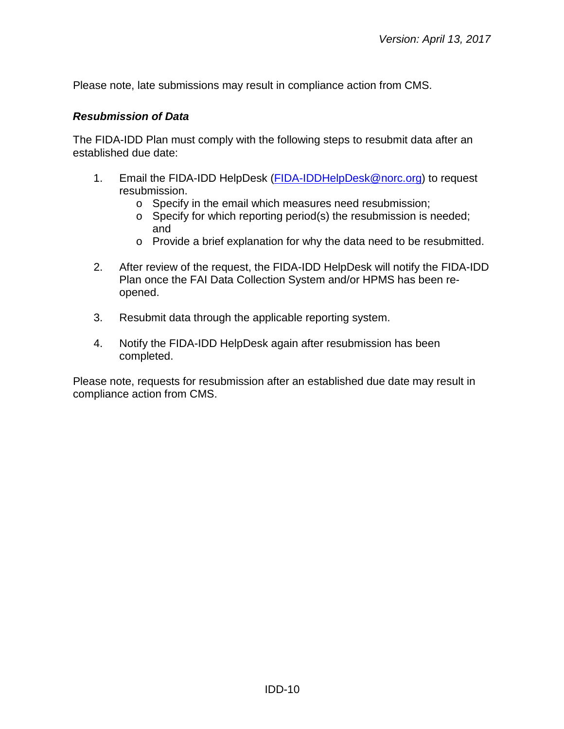Please note, late submissions may result in compliance action from CMS.

***Resubmission of Data***

The FIDA-IDD Plan must comply with the following steps to resubmit data after an established due date:

1. Email the FIDA-IDD HelpDesk ([FIDA-IDDHelpDesk@norc.org](mailto:FIDA-IDDHelpDesk@norc.org)) to request resubmission.
   - Specify in the email which measures need resubmission;
   - Specify for which reporting period(s) the resubmission is needed; and
   - Provide a brief explanation for why the data need to be resubmitted.

2. After review of the request, the FIDA-IDD HelpDesk will notify the FIDA-IDD Plan once the FAI Data Collection System and/or HPMS has been re-opened.

3. Resubmit data through the applicable reporting system.

4. Notify the FIDA-IDD HelpDesk again after resubmission has been completed.

Please note, requests for resubmission after an established due date may result in compliance action from CMS.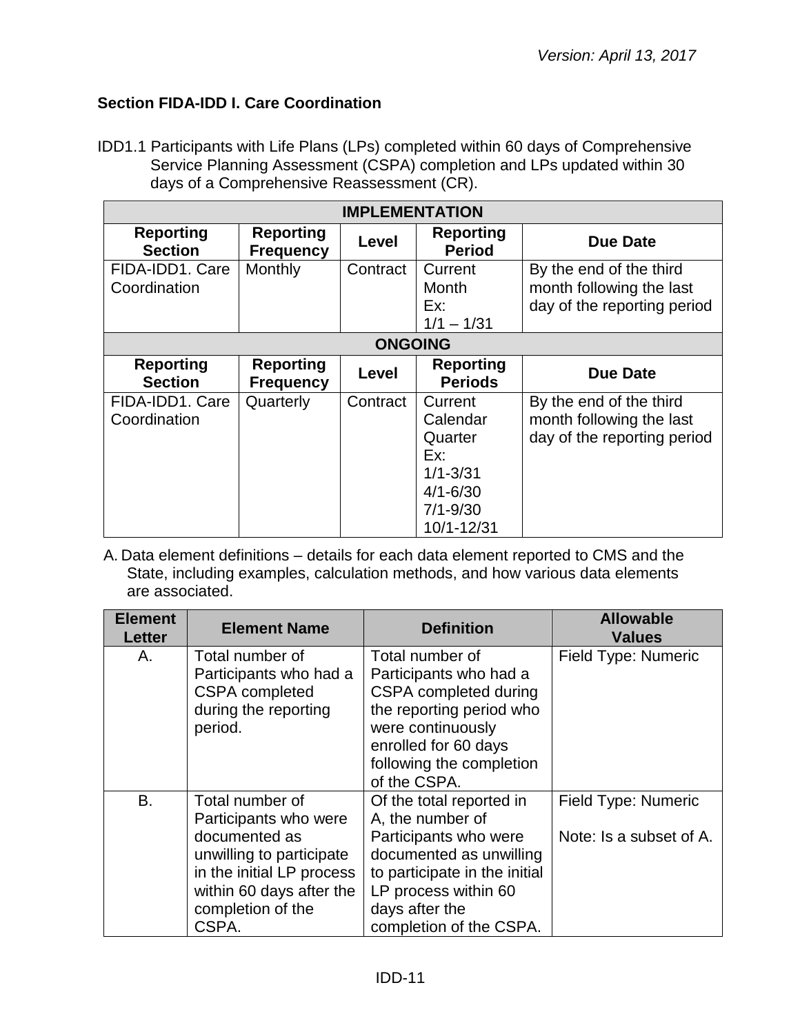### Section FIDA-IDD I. Care Coordination

IDD1.1 Participants with Life Plans (LPs) completed within 60 days of Comprehensive Service Planning Assessment (CSPA) completion and LPs updated within 30 days of a Comprehensive Reassessment (CR).

| IMPLEMENTATION | | | | |
|---|---|---|---|---|
| **Reporting Section** | **Reporting Frequency** | **Level** | **Reporting Period** | **Due Date** |
| FIDA-IDD1. Care Coordination | Monthly | Contract | Current Month Ex: 1/1 – 1/31 | By the end of the third month following the last day of the reporting period |
| **ONGOING** | | | | |
| **Reporting Section** | **Reporting Frequency** | **Level** | **Reporting Periods** | **Due Date** |
| FIDA-IDD1. Care Coordination | Quarterly | Contract | Current Calendar Quarter Ex: 1/1-3/31 4/1-6/30 7/1-9/30 10/1-12/31 | By the end of the third month following the last day of the reporting period |

A. Data element definitions – details for each data element reported to CMS and the State, including examples, calculation methods, and how various data elements are associated.

| Element Letter | Element Name | Definition | Allowable Values |
|---|---|---|---|
| A. | Total number of Participants who had a CSPA completed during the reporting period. | Total number of Participants who had a CSPA completed during the reporting period who were continuously enrolled for 60 days following the completion of the CSPA. | Field Type: Numeric |
| B. | Total number of Participants who were documented as unwilling to participate in the initial LP process within 60 days after the completion of the CSPA. | Of the total reported in A, the number of Participants who were documented as unwilling to participate in the initial LP process within 60 days after the completion of the CSPA. | Field Type: Numeric<br><br>Note: Is a subset of A. |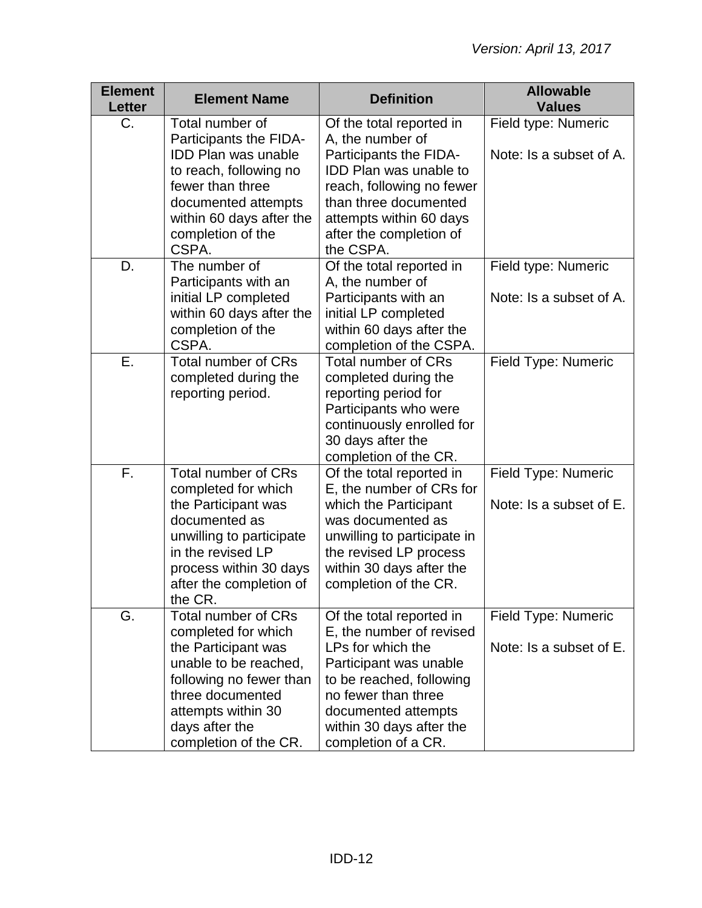| Element Letter | Element Name | Definition | Allowable Values |
|---|---|---|---|
| C. | Total number of Participants the FIDA-IDD Plan was unable to reach, following no fewer than three documented attempts within 60 days after the completion of the CSPA. | Of the total reported in A, the number of Participants the FIDA-IDD Plan was unable to reach, following no fewer than three documented attempts within 60 days after the completion of the CSPA. | Field type: Numeric<br><br>Note: Is a subset of A. |
| D. | The number of Participants with an initial LP completed within 60 days after the completion of the CSPA. | Of the total reported in A, the number of Participants with an initial LP completed within 60 days after the completion of the CSPA. | Field type: Numeric<br><br>Note: Is a subset of A. |
| E. | Total number of CRs completed during the reporting period. | Total number of CRs completed during the reporting period for Participants who were continuously enrolled for 30 days after the completion of the CR. | Field Type: Numeric |
| F. | Total number of CRs completed for which the Participant was documented as unwilling to participate in the revised LP process within 30 days after the completion of the CR. | Of the total reported in E, the number of CRs for which the Participant was documented as unwilling to participate in the revised LP process within 30 days after the completion of the CR. | Field Type: Numeric<br><br>Note: Is a subset of E. |
| G. | Total number of CRs completed for which the Participant was unable to be reached, following no fewer than three documented attempts within 30 days after the completion of the CR. | Of the total reported in E, the number of revised LPs for which the Participant was unable to be reached, following no fewer than three documented attempts within 30 days after the completion of a CR. | Field Type: Numeric<br><br>Note: Is a subset of E. |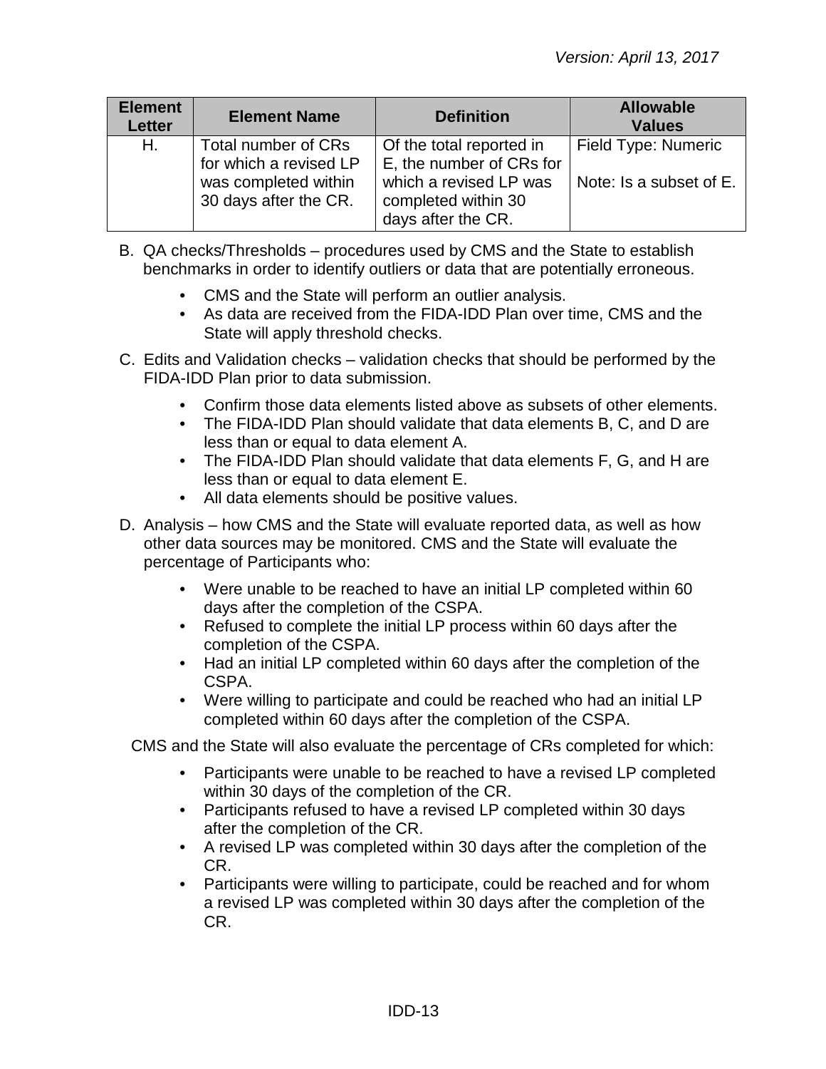| Element Letter | Element Name | Definition | Allowable Values |
| --- | --- | --- | --- |
| H. | Total number of CRs for which a revised LP was completed within 30 days after the CR. | Of the total reported in E, the number of CRs for which a revised LP was completed within 30 days after the CR. | Field Type: Numeric<br><br>Note: Is a subset of E. |

B. QA checks/Thresholds – procedures used by CMS and the State to establish benchmarks in order to identify outliers or data that are potentially erroneous.

- CMS and the State will perform an outlier analysis.
- As data are received from the FIDA-IDD Plan over time, CMS and the State will apply threshold checks.

C. Edits and Validation checks – validation checks that should be performed by the FIDA-IDD Plan prior to data submission.

- Confirm those data elements listed above as subsets of other elements.
- The FIDA-IDD Plan should validate that data elements B, C, and D are less than or equal to data element A.
- The FIDA-IDD Plan should validate that data elements F, G, and H are less than or equal to data element E.
- All data elements should be positive values.

D. Analysis – how CMS and the State will evaluate reported data, as well as how other data sources may be monitored. CMS and the State will evaluate the percentage of Participants who:

- Were unable to be reached to have an initial LP completed within 60 days after the completion of the CSPA.
- Refused to complete the initial LP process within 60 days after the completion of the CSPA.
- Had an initial LP completed within 60 days after the completion of the CSPA.
- Were willing to participate and could be reached who had an initial LP completed within 60 days after the completion of the CSPA.

CMS and the State will also evaluate the percentage of CRs completed for which:

- Participants were unable to be reached to have a revised LP completed within 30 days of the completion of the CR.
- Participants refused to have a revised LP completed within 30 days after the completion of the CR.
- A revised LP was completed within 30 days after the completion of the CR.
- Participants were willing to participate, could be reached and for whom a revised LP was completed within 30 days after the completion of the CR.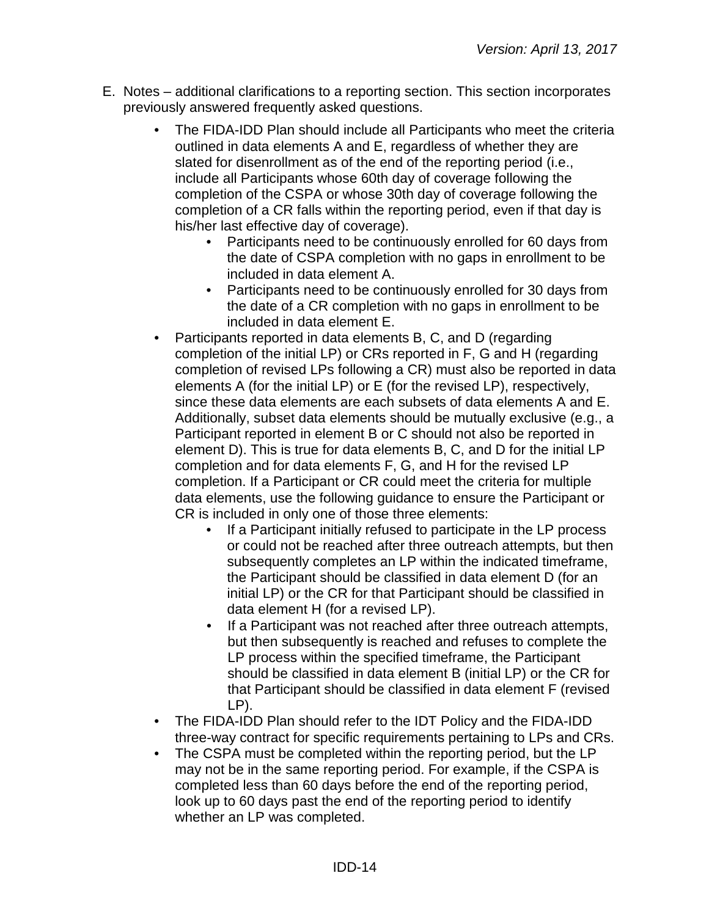E. Notes – additional clarifications to a reporting section. This section incorporates previously answered frequently asked questions.

- The FIDA-IDD Plan should include all Participants who meet the criteria outlined in data elements A and E, regardless of whether they are slated for disenrollment as of the end of the reporting period (i.e., include all Participants whose 60th day of coverage following the completion of the CSPA or whose 30th day of coverage following the completion of a CR falls within the reporting period, even if that day is his/her last effective day of coverage).
    - Participants need to be continuously enrolled for 60 days from the date of CSPA completion with no gaps in enrollment to be included in data element A.
    - Participants need to be continuously enrolled for 30 days from the date of a CR completion with no gaps in enrollment to be included in data element E.
- Participants reported in data elements B, C, and D (regarding completion of the initial LP) or CRs reported in F, G and H (regarding completion of revised LPs following a CR) must also be reported in data elements A (for the initial LP) or E (for the revised LP), respectively, since these data elements are each subsets of data elements A and E. Additionally, subset data elements should be mutually exclusive (e.g., a Participant reported in element B or C should not also be reported in element D). This is true for data elements B, C, and D for the initial LP completion and for data elements F, G, and H for the revised LP completion. If a Participant or CR could meet the criteria for multiple data elements, use the following guidance to ensure the Participant or CR is included in only one of those three elements:
    - If a Participant initially refused to participate in the LP process or could not be reached after three outreach attempts, but then subsequently completes an LP within the indicated timeframe, the Participant should be classified in data element D (for an initial LP) or the CR for that Participant should be classified in data element H (for a revised LP).
    - If a Participant was not reached after three outreach attempts, but then subsequently is reached and refuses to complete the LP process within the specified timeframe, the Participant should be classified in data element B (initial LP) or the CR for that Participant should be classified in data element F (revised LP).
- The FIDA-IDD Plan should refer to the IDT Policy and the FIDA-IDD three-way contract for specific requirements pertaining to LPs and CRs.
- The CSPA must be completed within the reporting period, but the LP may not be in the same reporting period. For example, if the CSPA is completed less than 60 days before the end of the reporting period, look up to 60 days past the end of the reporting period to identify whether an LP was completed.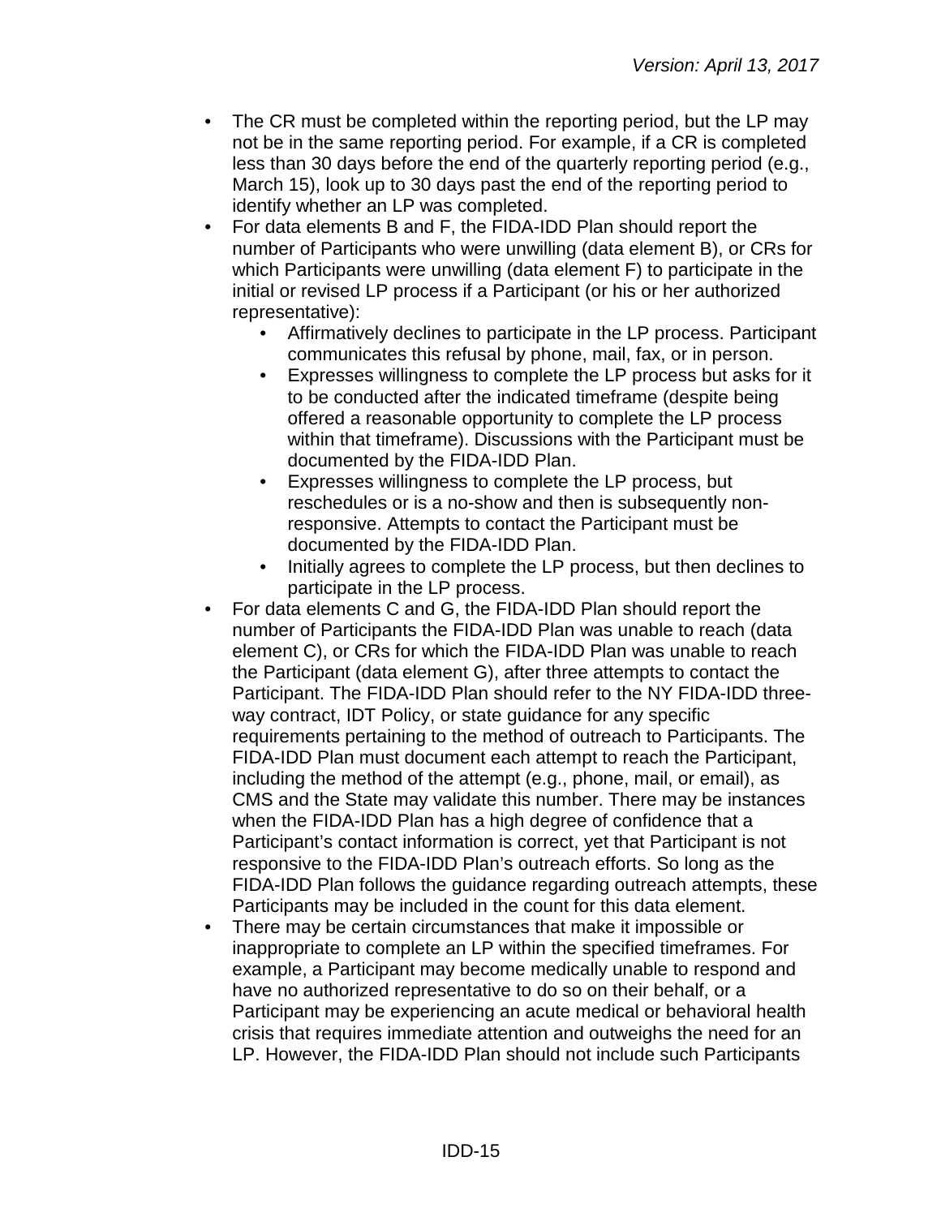- The CR must be completed within the reporting period, but the LP may not be in the same reporting period. For example, if a CR is completed less than 30 days before the end of the quarterly reporting period (e.g., March 15), look up to 30 days past the end of the reporting period to identify whether an LP was completed.
- For data elements B and F, the FIDA-IDD Plan should report the number of Participants who were unwilling (data element B), or CRs for which Participants were unwilling (data element F) to participate in the initial or revised LP process if a Participant (or his or her authorized representative):
    - Affirmatively declines to participate in the LP process. Participant communicates this refusal by phone, mail, fax, or in person.
    - Expresses willingness to complete the LP process but asks for it to be conducted after the indicated timeframe (despite being offered a reasonable opportunity to complete the LP process within that timeframe). Discussions with the Participant must be documented by the FIDA-IDD Plan.
    - Expresses willingness to complete the LP process, but reschedules or is a no-show and then is subsequently non-responsive. Attempts to contact the Participant must be documented by the FIDA-IDD Plan.
    - Initially agrees to complete the LP process, but then declines to participate in the LP process.
- For data elements C and G, the FIDA-IDD Plan should report the number of Participants the FIDA-IDD Plan was unable to reach (data element C), or CRs for which the FIDA-IDD Plan was unable to reach the Participant (data element G), after three attempts to contact the Participant. The FIDA-IDD Plan should refer to the NY FIDA-IDD three-way contract, IDT Policy, or state guidance for any specific requirements pertaining to the method of outreach to Participants. The FIDA-IDD Plan must document each attempt to reach the Participant, including the method of the attempt (e.g., phone, mail, or email), as CMS and the State may validate this number. There may be instances when the FIDA-IDD Plan has a high degree of confidence that a Participant's contact information is correct, yet that Participant is not responsive to the FIDA-IDD Plan's outreach efforts. So long as the FIDA-IDD Plan follows the guidance regarding outreach attempts, these Participants may be included in the count for this data element.
- There may be certain circumstances that make it impossible or inappropriate to complete an LP within the specified timeframes. For example, a Participant may become medically unable to respond and have no authorized representative to do so on their behalf, or a Participant may be experiencing an acute medical or behavioral health crisis that requires immediate attention and outweighs the need for an LP. However, the FIDA-IDD Plan should not include such Participants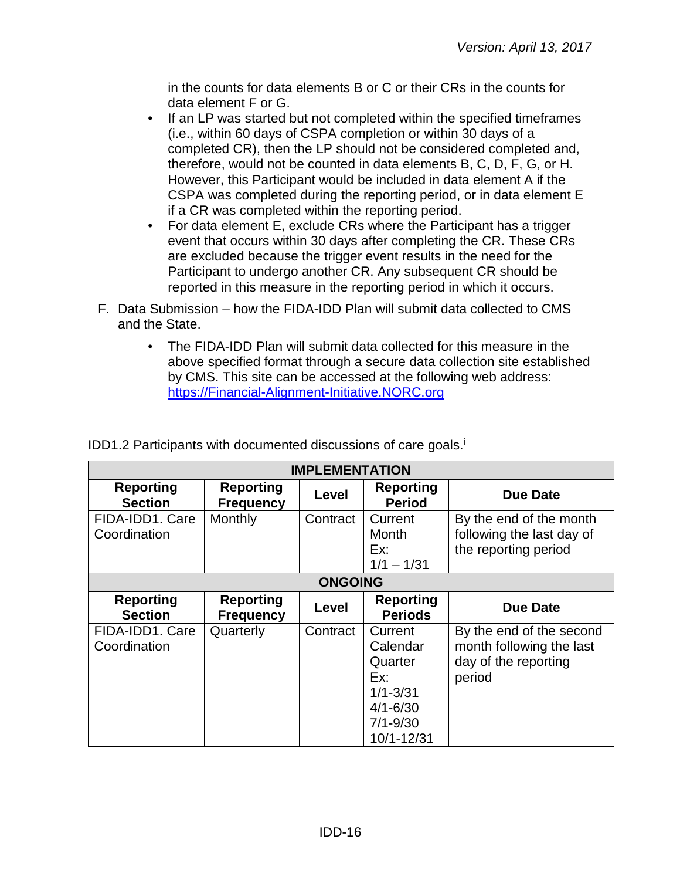in the counts for data elements B or C or their CRs in the counts for data element F or G.

- If an LP was started but not completed within the specified timeframes (i.e., within 60 days of CSPA completion or within 30 days of a completed CR), then the LP should not be considered completed and, therefore, would not be counted in data elements B, C, D, F, G, or H. However, this Participant would be included in data element A if the CSPA was completed during the reporting period, or in data element E if a CR was completed within the reporting period.
- For data element E, exclude CRs where the Participant has a trigger event that occurs within 30 days after completing the CR. These CRs are excluded because the trigger event results in the need for the Participant to undergo another CR. Any subsequent CR should be reported in this measure in the reporting period in which it occurs.

F. Data Submission – how the FIDA-IDD Plan will submit data collected to CMS and the State.

- The FIDA-IDD Plan will submit data collected for this measure in the above specified format through a secure data collection site established by CMS. This site can be accessed at the following web address: https://Financial-Alignment-Initiative.NORC.org

IDD1.2 Participants with documented discussions of care goals.[i]

| **IMPLEMENTATION** | | | | |
|---|---|---|---|---|
| **Reporting Section** | **Reporting Frequency** | **Level** | **Reporting Period** | **Due Date** |
| FIDA-IDD1. Care Coordination | Monthly | Contract | Current Month<br>Ex:<br>1/1 – 1/31 | By the end of the month following the last day of the reporting period |
| **ONGOING** | | | | |
| **Reporting Section** | **Reporting Frequency** | **Level** | **Reporting Periods** | **Due Date** |
| FIDA-IDD1. Care Coordination | Quarterly | Contract | Current Calendar Quarter<br>Ex:<br>1/1-3/31<br>4/1-6/30<br>7/1-9/30<br>10/1-12/31 | By the end of the second month following the last day of the reporting period |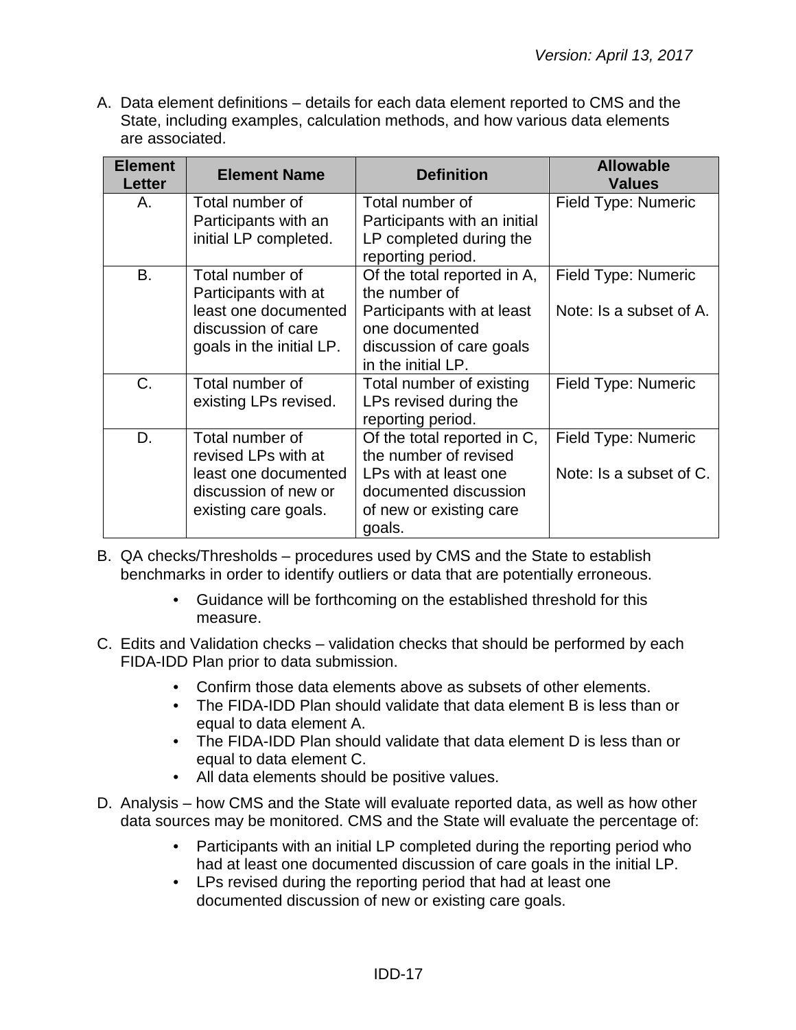A. Data element definitions – details for each data element reported to CMS and the State, including examples, calculation methods, and how various data elements are associated.

| Element Letter | Element Name | Definition | Allowable Values |
|---|---|---|---|
| A. | Total number of Participants with an initial LP completed. | Total number of Participants with an initial LP completed during the reporting period. | Field Type: Numeric |
| B. | Total number of Participants with at least one documented discussion of care goals in the initial LP. | Of the total reported in A, the number of Participants with at least one documented discussion of care goals in the initial LP. | Field Type: Numeric<br><br>Note: Is a subset of A. |
| C. | Total number of existing LPs revised. | Total number of existing LPs revised during the reporting period. | Field Type: Numeric |
| D. | Total number of revised LPs with at least one documented discussion of new or existing care goals. | Of the total reported in C, the number of revised LPs with at least one documented discussion of new or existing care goals. | Field Type: Numeric<br><br>Note: Is a subset of C. |

B. QA checks/Thresholds – procedures used by CMS and the State to establish benchmarks in order to identify outliers or data that are potentially erroneous.

- Guidance will be forthcoming on the established threshold for this measure.

C. Edits and Validation checks – validation checks that should be performed by each FIDA-IDD Plan prior to data submission.

- Confirm those data elements above as subsets of other elements.
- The FIDA-IDD Plan should validate that data element B is less than or equal to data element A.
- The FIDA-IDD Plan should validate that data element D is less than or equal to data element C.
- All data elements should be positive values.

D. Analysis – how CMS and the State will evaluate reported data, as well as how other data sources may be monitored. CMS and the State will evaluate the percentage of:

- Participants with an initial LP completed during the reporting period who had at least one documented discussion of care goals in the initial LP.
- LPs revised during the reporting period that had at least one documented discussion of new or existing care goals.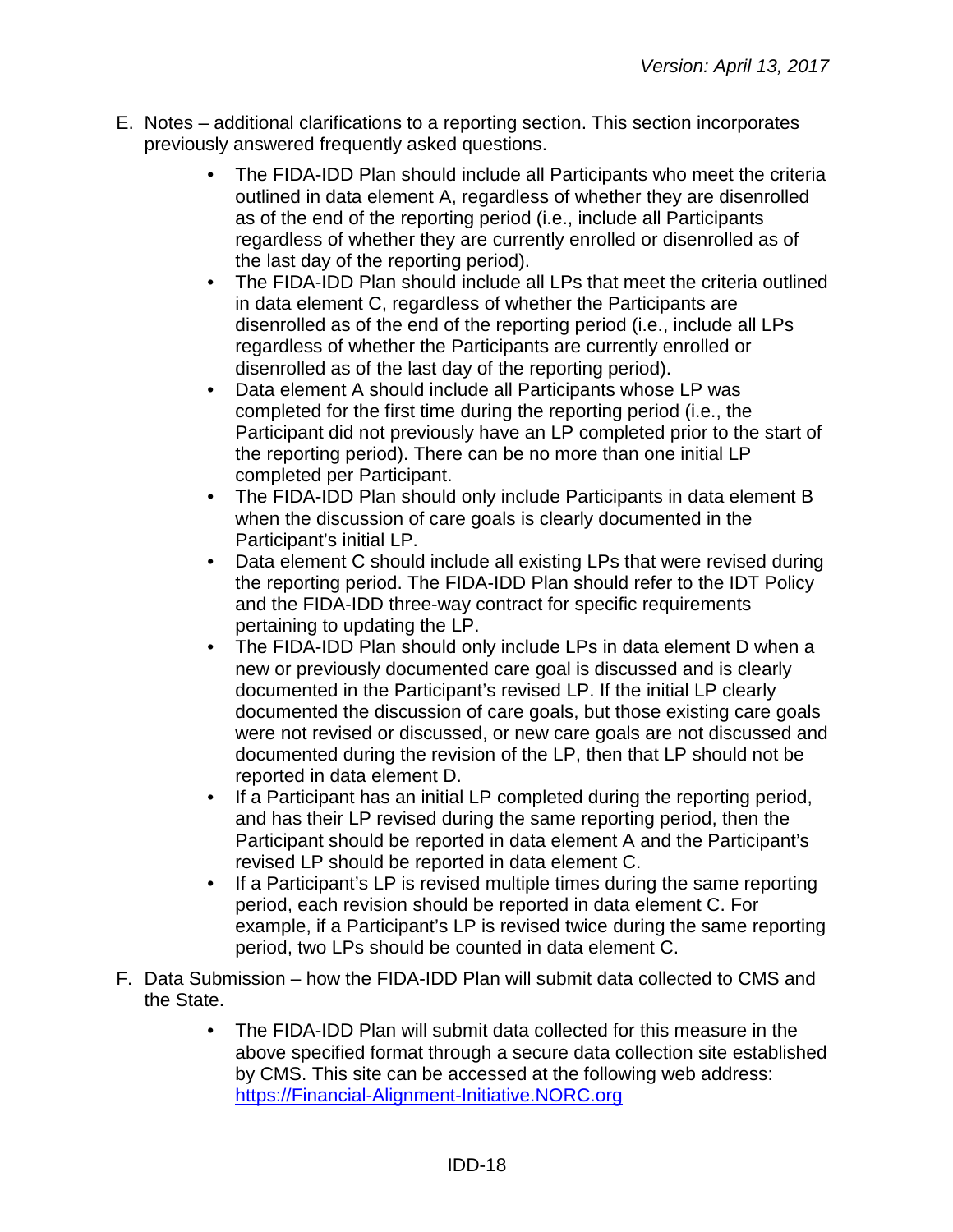E. Notes – additional clarifications to a reporting section. This section incorporates previously answered frequently asked questions.

   - The FIDA-IDD Plan should include all Participants who meet the criteria outlined in data element A, regardless of whether they are disenrolled as of the end of the reporting period (i.e., include all Participants regardless of whether they are currently enrolled or disenrolled as of the last day of the reporting period).
   - The FIDA-IDD Plan should include all LPs that meet the criteria outlined in data element C, regardless of whether the Participants are disenrolled as of the end of the reporting period (i.e., include all LPs regardless of whether the Participants are currently enrolled or disenrolled as of the last day of the reporting period).
   - Data element A should include all Participants whose LP was completed for the first time during the reporting period (i.e., the Participant did not previously have an LP completed prior to the start of the reporting period). There can be no more than one initial LP completed per Participant.
   - The FIDA-IDD Plan should only include Participants in data element B when the discussion of care goals is clearly documented in the Participant's initial LP.
   - Data element C should include all existing LPs that were revised during the reporting period. The FIDA-IDD Plan should refer to the IDT Policy and the FIDA-IDD three-way contract for specific requirements pertaining to updating the LP.
   - The FIDA-IDD Plan should only include LPs in data element D when a new or previously documented care goal is discussed and is clearly documented in the Participant's revised LP. If the initial LP clearly documented the discussion of care goals, but those existing care goals were not revised or discussed, or new care goals are not discussed and documented during the revision of the LP, then that LP should not be reported in data element D.
   - If a Participant has an initial LP completed during the reporting period, and has their LP revised during the same reporting period, then the Participant should be reported in data element A and the Participant's revised LP should be reported in data element C.
   - If a Participant's LP is revised multiple times during the same reporting period, each revision should be reported in data element C. For example, if a Participant's LP is revised twice during the same reporting period, two LPs should be counted in data element C.

F. Data Submission – how the FIDA-IDD Plan will submit data collected to CMS and the State.

   - The FIDA-IDD Plan will submit data collected for this measure in the above specified format through a secure data collection site established by CMS. This site can be accessed at the following web address: [https://Financial-Alignment-Initiative.NORC.org](https://Financial-Alignment-Initiative.NORC.org)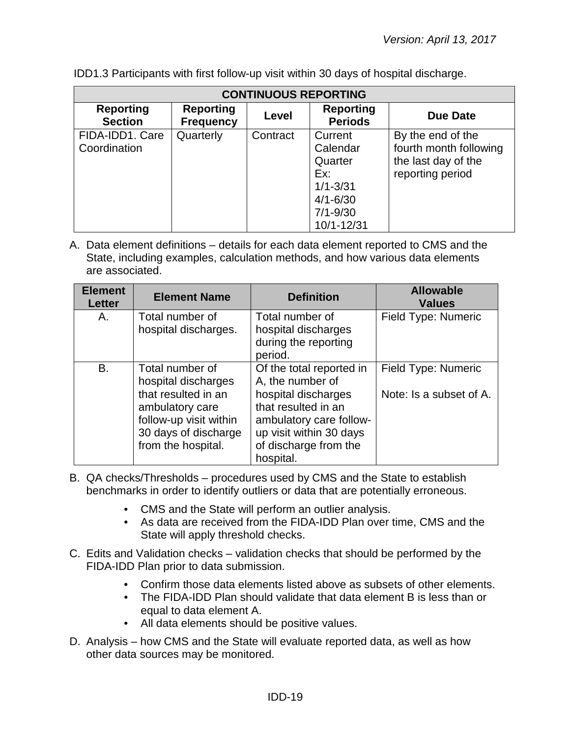IDD1.3 Participants with first follow-up visit within 30 days of hospital discharge.

| CONTINUOUS REPORTING | | | | |
|---|---|---|---|---|
| **Reporting Section** | **Reporting Frequency** | **Level** | **Reporting Periods** | **Due Date** |
| FIDA-IDD1. Care Coordination | Quarterly | Contract | Current Calendar Quarter Ex: 1/1-3/31 4/1-6/30 7/1-9/30 10/1-12/31 | By the end of the fourth month following the last day of the reporting period |

A. Data element definitions – details for each data element reported to CMS and the State, including examples, calculation methods, and how various data elements are associated.

| Element Letter | Element Name | Definition | Allowable Values |
|---|---|---|---|
| A. | Total number of hospital discharges. | Total number of hospital discharges during the reporting period. | Field Type: Numeric |
| B. | Total number of hospital discharges that resulted in an ambulatory care follow-up visit within 30 days of discharge from the hospital. | Of the total reported in A, the number of hospital discharges that resulted in an ambulatory care follow-up visit within 30 days of discharge from the hospital. | Field Type: Numeric<br><br>Note: Is a subset of A. |

B. QA checks/Thresholds – procedures used by CMS and the State to establish benchmarks in order to identify outliers or data that are potentially erroneous.

- CMS and the State will perform an outlier analysis.
- As data are received from the FIDA-IDD Plan over time, CMS and the State will apply threshold checks.

C. Edits and Validation checks – validation checks that should be performed by the FIDA-IDD Plan prior to data submission.

- Confirm those data elements listed above as subsets of other elements.
- The FIDA-IDD Plan should validate that data element B is less than or equal to data element A.
- All data elements should be positive values.

D. Analysis – how CMS and the State will evaluate reported data, as well as how other data sources may be monitored.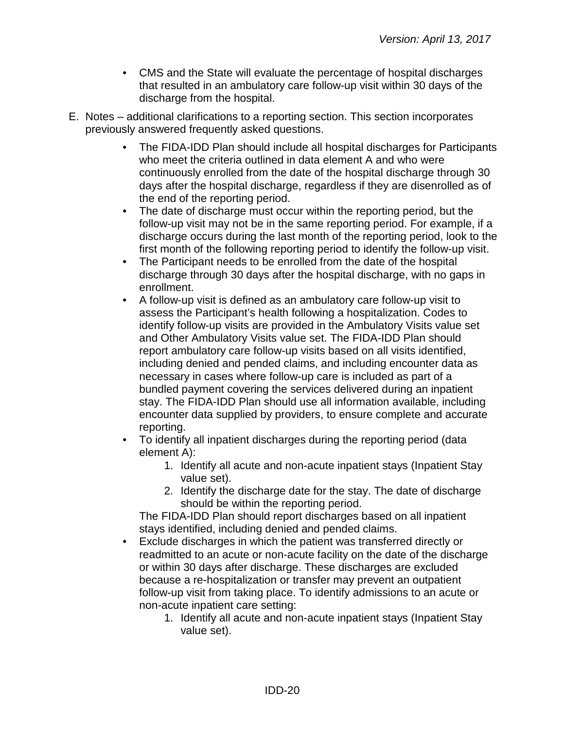- CMS and the State will evaluate the percentage of hospital discharges that resulted in an ambulatory care follow-up visit within 30 days of the discharge from the hospital.

E. Notes – additional clarifications to a reporting section. This section incorporates previously answered frequently asked questions.

  - The FIDA-IDD Plan should include all hospital discharges for Participants who meet the criteria outlined in data element A and who were continuously enrolled from the date of the hospital discharge through 30 days after the hospital discharge, regardless if they are disenrolled as of the end of the reporting period.
  - The date of discharge must occur within the reporting period, but the follow-up visit may not be in the same reporting period. For example, if a discharge occurs during the last month of the reporting period, look to the first month of the following reporting period to identify the follow-up visit.
  - The Participant needs to be enrolled from the date of the hospital discharge through 30 days after the hospital discharge, with no gaps in enrollment.
  - A follow-up visit is defined as an ambulatory care follow-up visit to assess the Participant's health following a hospitalization. Codes to identify follow-up visits are provided in the Ambulatory Visits value set and Other Ambulatory Visits value set. The FIDA-IDD Plan should report ambulatory care follow-up visits based on all visits identified, including denied and pended claims, and including encounter data as necessary in cases where follow-up care is included as part of a bundled payment covering the services delivered during an inpatient stay. The FIDA-IDD Plan should use all information available, including encounter data supplied by providers, to ensure complete and accurate reporting.
  - To identify all inpatient discharges during the reporting period (data element A):
    1. Identify all acute and non-acute inpatient stays (Inpatient Stay value set).
    2. Identify the discharge date for the stay. The date of discharge should be within the reporting period.

    The FIDA-IDD Plan should report discharges based on all inpatient stays identified, including denied and pended claims.
  - Exclude discharges in which the patient was transferred directly or readmitted to an acute or non-acute facility on the date of the discharge or within 30 days after discharge. These discharges are excluded because a re-hospitalization or transfer may prevent an outpatient follow-up visit from taking place. To identify admissions to an acute or non-acute inpatient care setting:
    1. Identify all acute and non-acute inpatient stays (Inpatient Stay value set).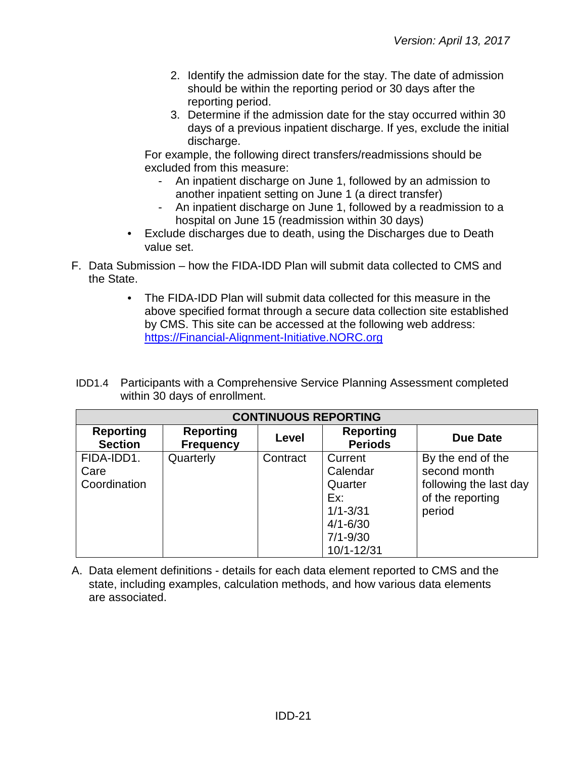2. Identify the admission date for the stay. The date of admission should be within the reporting period or 30 days after the reporting period.
3. Determine if the admission date for the stay occurred within 30 days of a previous inpatient discharge. If yes, exclude the initial discharge.

For example, the following direct transfers/readmissions should be excluded from this measure:

- An inpatient discharge on June 1, followed by an admission to another inpatient setting on June 1 (a direct transfer)
- An inpatient discharge on June 1, followed by a readmission to a hospital on June 15 (readmission within 30 days)

- Exclude discharges due to death, using the Discharges due to Death value set.

F. Data Submission – how the FIDA-IDD Plan will submit data collected to CMS and the State.

- The FIDA-IDD Plan will submit data collected for this measure in the above specified format through a secure data collection site established by CMS. This site can be accessed at the following web address: [https://Financial-Alignment-Initiative.NORC.org](https://Financial-Alignment-Initiative.NORC.org)

IDD1.4 Participants with a Comprehensive Service Planning Assessment completed within 30 days of enrollment.

| CONTINUOUS REPORTING | | | | |
|---|---|---|---|---|
| **Reporting Section** | **Reporting Frequency** | **Level** | **Reporting Periods** | **Due Date** |
| FIDA-IDD1. Care Coordination | Quarterly | Contract | Current Calendar Quarter Ex: 1/1-3/31 4/1-6/30 7/1-9/30 10/1-12/31 | By the end of the second month following the last day of the reporting period |

A. Data element definitions - details for each data element reported to CMS and the state, including examples, calculation methods, and how various data elements are associated.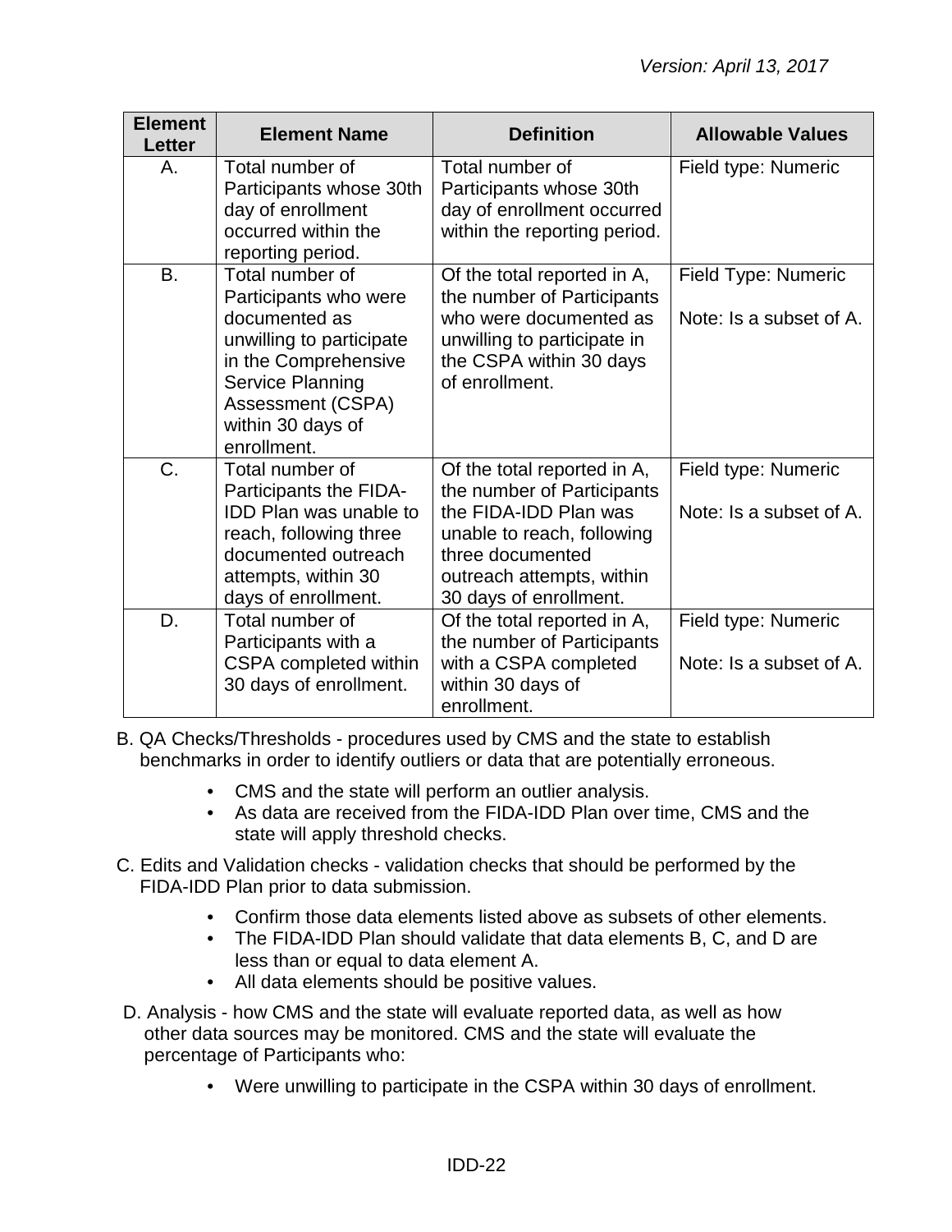| Element Letter | Element Name | Definition | Allowable Values |
|---|---|---|---|
| A. | Total number of Participants whose 30th day of enrollment occurred within the reporting period. | Total number of Participants whose 30th day of enrollment occurred within the reporting period. | Field type: Numeric |
| B. | Total number of Participants who were documented as unwilling to participate in the Comprehensive Service Planning Assessment (CSPA) within 30 days of enrollment. | Of the total reported in A, the number of Participants who were documented as unwilling to participate in the CSPA within 30 days of enrollment. | Field Type: Numeric<br><br>Note: Is a subset of A. |
| C. | Total number of Participants the FIDA-IDD Plan was unable to reach, following three documented outreach attempts, within 30 days of enrollment. | Of the total reported in A, the number of Participants the FIDA-IDD Plan was unable to reach, following three documented outreach attempts, within 30 days of enrollment. | Field type: Numeric<br><br>Note: Is a subset of A. |
| D. | Total number of Participants with a CSPA completed within 30 days of enrollment. | Of the total reported in A, the number of Participants with a CSPA completed within 30 days of enrollment. | Field type: Numeric<br><br>Note: Is a subset of A. |

B. QA Checks/Thresholds - procedures used by CMS and the state to establish benchmarks in order to identify outliers or data that are potentially erroneous.

- CMS and the state will perform an outlier analysis.
- As data are received from the FIDA-IDD Plan over time, CMS and the state will apply threshold checks.

C. Edits and Validation checks - validation checks that should be performed by the FIDA-IDD Plan prior to data submission.

- Confirm those data elements listed above as subsets of other elements.
- The FIDA-IDD Plan should validate that data elements B, C, and D are less than or equal to data element A.
- All data elements should be positive values.

D. Analysis - how CMS and the state will evaluate reported data, as well as how other data sources may be monitored. CMS and the state will evaluate the percentage of Participants who:

- Were unwilling to participate in the CSPA within 30 days of enrollment.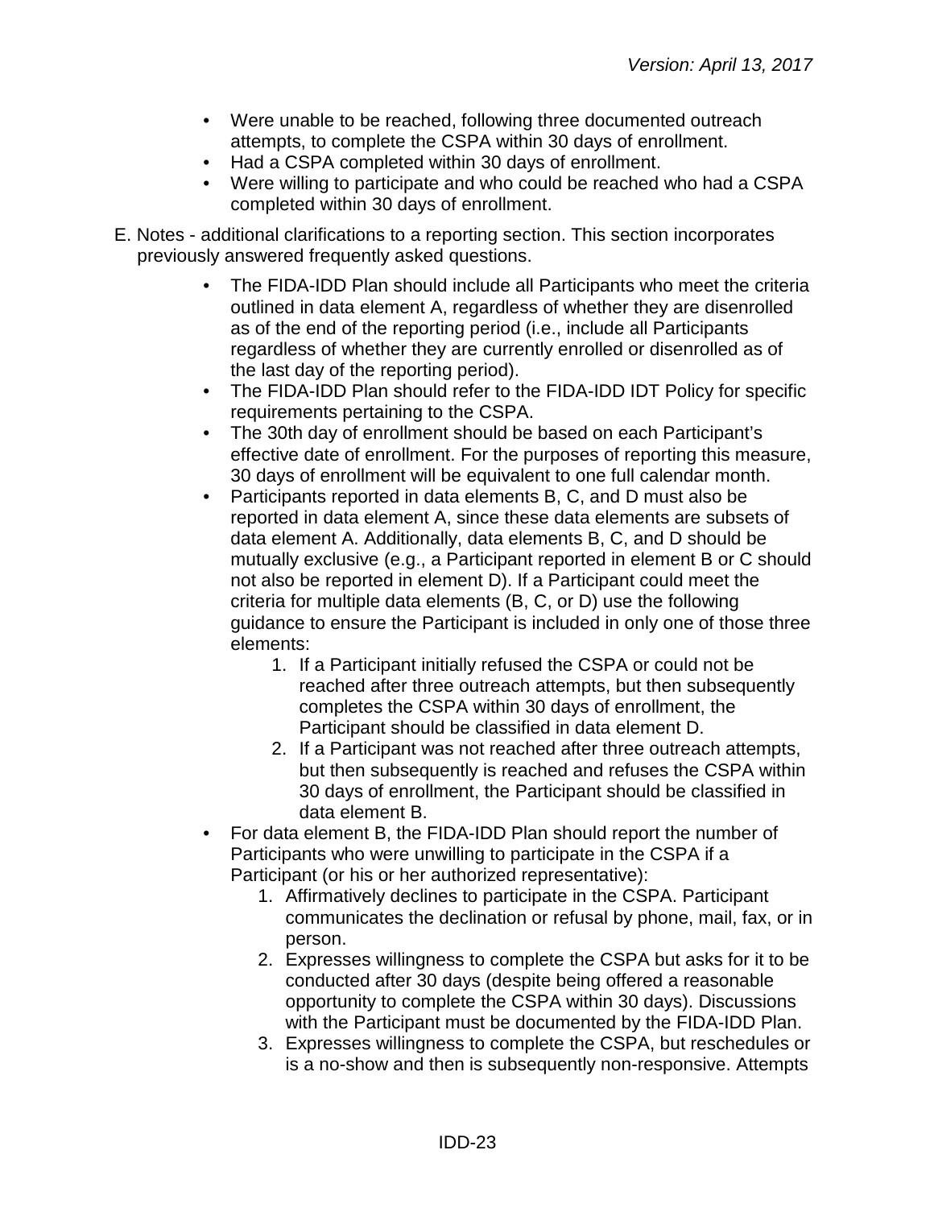- Were unable to be reached, following three documented outreach attempts, to complete the CSPA within 30 days of enrollment.
- Had a CSPA completed within 30 days of enrollment.
- Were willing to participate and who could be reached who had a CSPA completed within 30 days of enrollment.

E. Notes - additional clarifications to a reporting section. This section incorporates previously answered frequently asked questions.

- The FIDA-IDD Plan should include all Participants who meet the criteria outlined in data element A, regardless of whether they are disenrolled as of the end of the reporting period (i.e., include all Participants regardless of whether they are currently enrolled or disenrolled as of the last day of the reporting period).
- The FIDA-IDD Plan should refer to the FIDA-IDD IDT Policy for specific requirements pertaining to the CSPA.
- The 30th day of enrollment should be based on each Participant's effective date of enrollment. For the purposes of reporting this measure, 30 days of enrollment will be equivalent to one full calendar month.
- Participants reported in data elements B, C, and D must also be reported in data element A, since these data elements are subsets of data element A. Additionally, data elements B, C, and D should be mutually exclusive (e.g., a Participant reported in element B or C should not also be reported in element D). If a Participant could meet the criteria for multiple data elements (B, C, or D) use the following guidance to ensure the Participant is included in only one of those three elements:
    1. If a Participant initially refused the CSPA or could not be reached after three outreach attempts, but then subsequently completes the CSPA within 30 days of enrollment, the Participant should be classified in data element D.
    2. If a Participant was not reached after three outreach attempts, but then subsequently is reached and refuses the CSPA within 30 days of enrollment, the Participant should be classified in data element B.
- For data element B, the FIDA-IDD Plan should report the number of Participants who were unwilling to participate in the CSPA if a Participant (or his or her authorized representative):
    1. Affirmatively declines to participate in the CSPA. Participant communicates the declination or refusal by phone, mail, fax, or in person.
    2. Expresses willingness to complete the CSPA but asks for it to be conducted after 30 days (despite being offered a reasonable opportunity to complete the CSPA within 30 days). Discussions with the Participant must be documented by the FIDA-IDD Plan.
    3. Expresses willingness to complete the CSPA, but reschedules or is a no-show and then is subsequently non-responsive. Attempts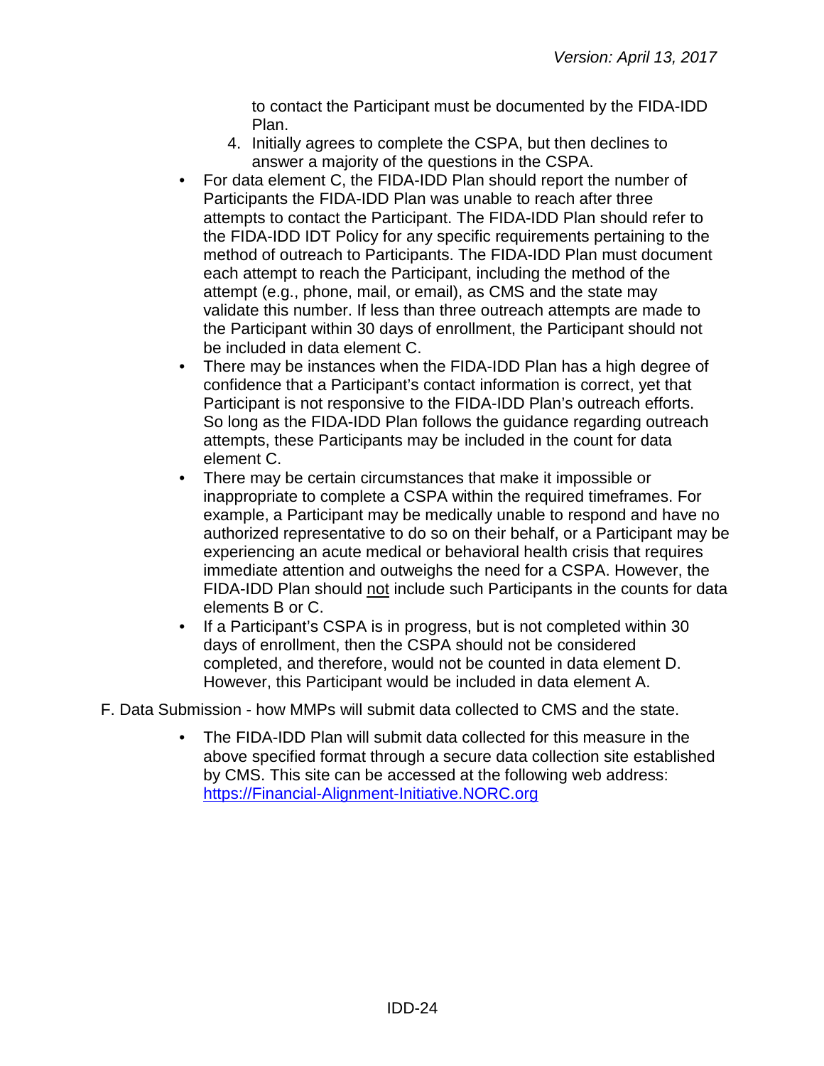to contact the Participant must be documented by the FIDA-IDD Plan.

4. Initially agrees to complete the CSPA, but then declines to answer a majority of the questions in the CSPA.

- For data element C, the FIDA-IDD Plan should report the number of Participants the FIDA-IDD Plan was unable to reach after three attempts to contact the Participant. The FIDA-IDD Plan should refer to the FIDA-IDD IDT Policy for any specific requirements pertaining to the method of outreach to Participants. The FIDA-IDD Plan must document each attempt to reach the Participant, including the method of the attempt (e.g., phone, mail, or email), as CMS and the state may validate this number. If less than three outreach attempts are made to the Participant within 30 days of enrollment, the Participant should not be included in data element C.
- There may be instances when the FIDA-IDD Plan has a high degree of confidence that a Participant's contact information is correct, yet that Participant is not responsive to the FIDA-IDD Plan's outreach efforts. So long as the FIDA-IDD Plan follows the guidance regarding outreach attempts, these Participants may be included in the count for data element C.
- There may be certain circumstances that make it impossible or inappropriate to complete a CSPA within the required timeframes. For example, a Participant may be medically unable to respond and have no authorized representative to do so on their behalf, or a Participant may be experiencing an acute medical or behavioral health crisis that requires immediate attention and outweighs the need for a CSPA. However, the FIDA-IDD Plan should <u>not</u> include such Participants in the counts for data elements B or C.
- If a Participant's CSPA is in progress, but is not completed within 30 days of enrollment, then the CSPA should not be considered completed, and therefore, would not be counted in data element D. However, this Participant would be included in data element A.

F. Data Submission - how MMPs will submit data collected to CMS and the state.

- The FIDA-IDD Plan will submit data collected for this measure in the above specified format through a secure data collection site established by CMS. This site can be accessed at the following web address: [https://Financial-Alignment-Initiative.NORC.org](https://Financial-Alignment-Initiative.NORC.org)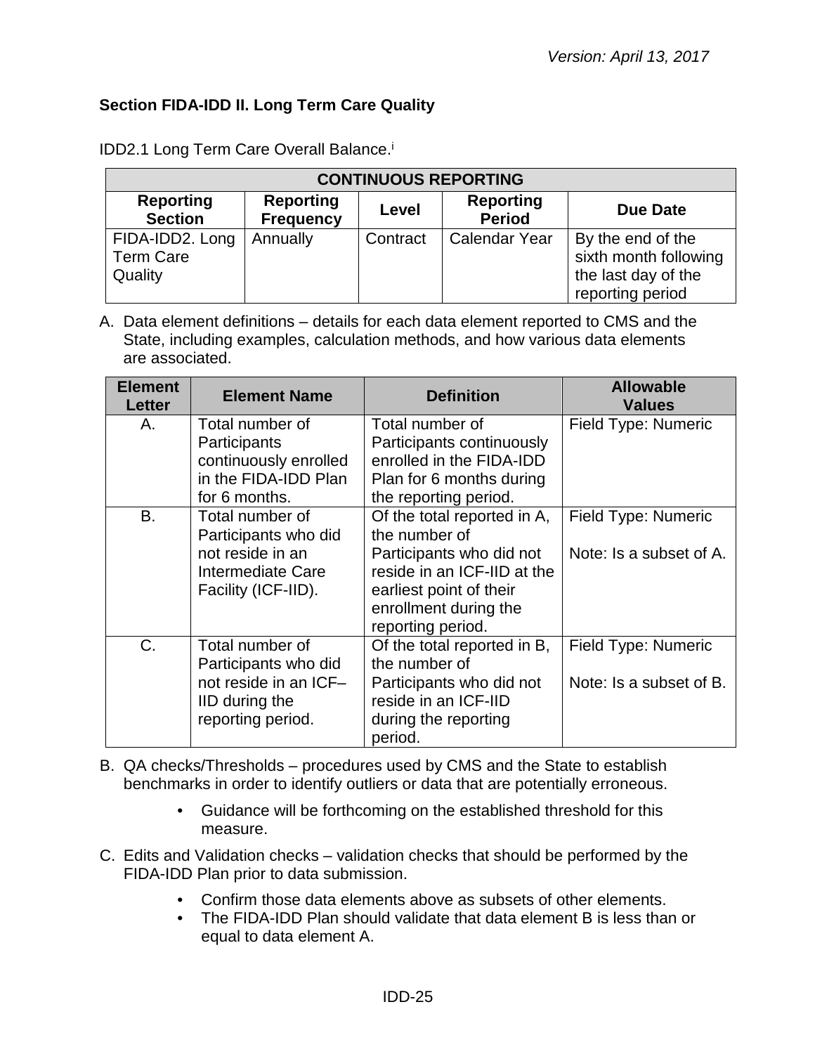**Section FIDA-IDD II. Long Term Care Quality**

IDD2.1 Long Term Care Overall Balance.[i]

| CONTINUOUS REPORTING | | | | |
|---|---|---|---|---|
| **Reporting Section** | **Reporting Frequency** | **Level** | **Reporting Period** | **Due Date** |
| FIDA-IDD2. Long Term Care Quality | Annually | Contract | Calendar Year | By the end of the sixth month following the last day of the reporting period |

A. Data element definitions – details for each data element reported to CMS and the State, including examples, calculation methods, and how various data elements are associated.

| Element Letter | Element Name | Definition | Allowable Values |
|---|---|---|---|
| A. | Total number of Participants continuously enrolled in the FIDA-IDD Plan for 6 months. | Total number of Participants continuously enrolled in the FIDA-IDD Plan for 6 months during the reporting period. | Field Type: Numeric |
| B. | Total number of Participants who did not reside in an Intermediate Care Facility (ICF-IID). | Of the total reported in A, the number of Participants who did not reside in an ICF-IID at the earliest point of their enrollment during the reporting period. | Field Type: Numeric<br><br>Note: Is a subset of A. |
| C. | Total number of Participants who did not reside in an ICF–IID during the reporting period. | Of the total reported in B, the number of Participants who did not reside in an ICF-IID during the reporting period. | Field Type: Numeric<br><br>Note: Is a subset of B. |

B. QA checks/Thresholds – procedures used by CMS and the State to establish benchmarks in order to identify outliers or data that are potentially erroneous.

- Guidance will be forthcoming on the established threshold for this measure.

C. Edits and Validation checks – validation checks that should be performed by the FIDA-IDD Plan prior to data submission.

- Confirm those data elements above as subsets of other elements.
- The FIDA-IDD Plan should validate that data element B is less than or equal to data element A.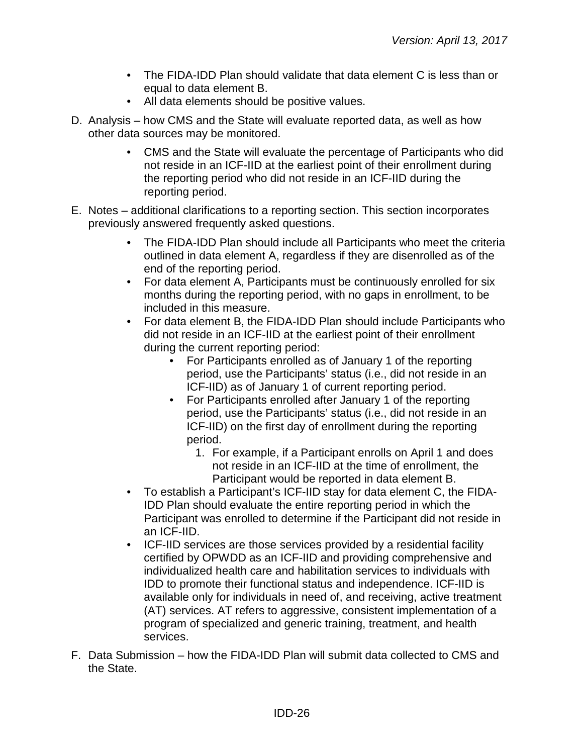- The FIDA-IDD Plan should validate that data element C is less than or equal to data element B.
- All data elements should be positive values.

D. Analysis – how CMS and the State will evaluate reported data, as well as how other data sources may be monitored.

- CMS and the State will evaluate the percentage of Participants who did not reside in an ICF-IID at the earliest point of their enrollment during the reporting period who did not reside in an ICF-IID during the reporting period.

E. Notes – additional clarifications to a reporting section. This section incorporates previously answered frequently asked questions.

- The FIDA-IDD Plan should include all Participants who meet the criteria outlined in data element A, regardless if they are disenrolled as of the end of the reporting period.
- For data element A, Participants must be continuously enrolled for six months during the reporting period, with no gaps in enrollment, to be included in this measure.
- For data element B, the FIDA-IDD Plan should include Participants who did not reside in an ICF-IID at the earliest point of their enrollment during the current reporting period:
    - For Participants enrolled as of January 1 of the reporting period, use the Participants' status (i.e., did not reside in an ICF-IID) as of January 1 of current reporting period.
    - For Participants enrolled after January 1 of the reporting period, use the Participants' status (i.e., did not reside in an ICF-IID) on the first day of enrollment during the reporting period.
        1. For example, if a Participant enrolls on April 1 and does not reside in an ICF-IID at the time of enrollment, the Participant would be reported in data element B.
- To establish a Participant's ICF-IID stay for data element C, the FIDA-IDD Plan should evaluate the entire reporting period in which the Participant was enrolled to determine if the Participant did not reside in an ICF-IID.
- ICF-IID services are those services provided by a residential facility certified by OPWDD as an ICF-IID and providing comprehensive and individualized health care and habilitation services to individuals with IDD to promote their functional status and independence. ICF-IID is available only for individuals in need of, and receiving, active treatment (AT) services. AT refers to aggressive, consistent implementation of a program of specialized and generic training, treatment, and health services.

F. Data Submission – how the FIDA-IDD Plan will submit data collected to CMS and the State.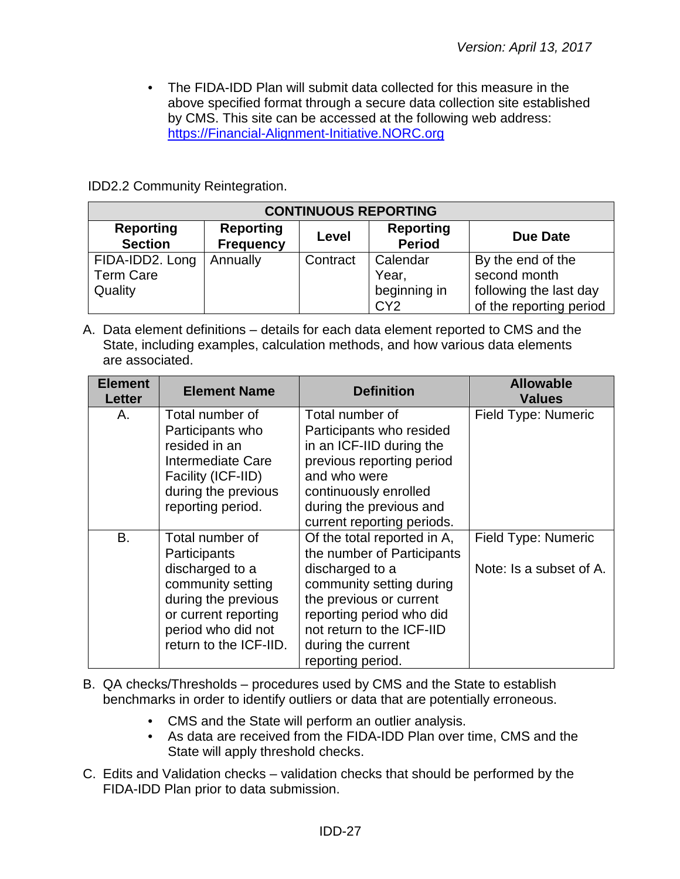- The FIDA-IDD Plan will submit data collected for this measure in the above specified format through a secure data collection site established by CMS. This site can be accessed at the following web address: https://Financial-Alignment-Initiative.NORC.org

IDD2.2 Community Reintegration.

| CONTINUOUS REPORTING | | | | |
|---|---|---|---|---|
| **Reporting Section** | **Reporting Frequency** | **Level** | **Reporting Period** | **Due Date** |
| FIDA-IDD2. Long Term Care Quality | Annually | Contract | Calendar Year, beginning in CY2 | By the end of the second month following the last day of the reporting period |

A. Data element definitions – details for each data element reported to CMS and the State, including examples, calculation methods, and how various data elements are associated.

| Element Letter | Element Name | Definition | Allowable Values |
|---|---|---|---|
| A. | Total number of Participants who resided in an Intermediate Care Facility (ICF-IID) during the previous reporting period. | Total number of Participants who resided in an ICF-IID during the previous reporting period and who were continuously enrolled during the previous and current reporting periods. | Field Type: Numeric |
| B. | Total number of Participants discharged to a community setting during the previous or current reporting period who did not return to the ICF-IID. | Of the total reported in A, the number of Participants discharged to a community setting during the previous or current reporting period who did not return to the ICF-IID during the current reporting period. | Field Type: Numeric<br><br>Note: Is a subset of A. |

B. QA checks/Thresholds – procedures used by CMS and the State to establish benchmarks in order to identify outliers or data that are potentially erroneous.

- CMS and the State will perform an outlier analysis.
- As data are received from the FIDA-IDD Plan over time, CMS and the State will apply threshold checks.

C. Edits and Validation checks – validation checks that should be performed by the FIDA-IDD Plan prior to data submission.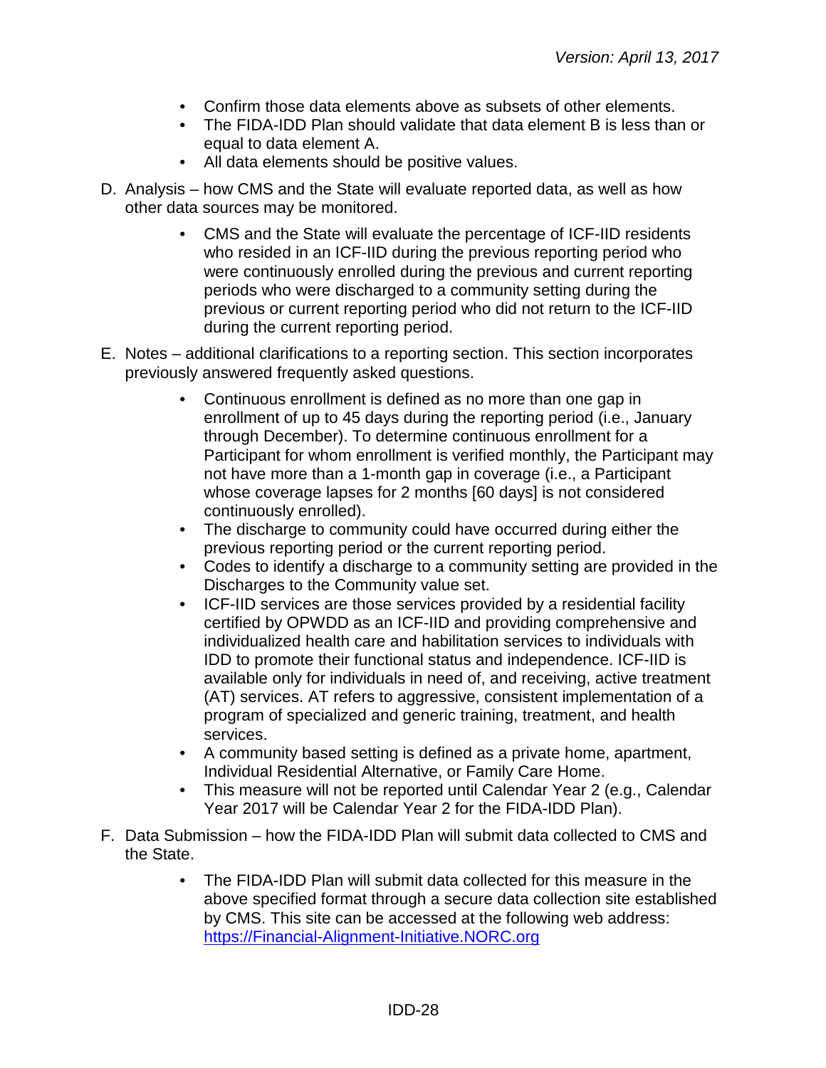- Confirm those data elements above as subsets of other elements.
- The FIDA-IDD Plan should validate that data element B is less than or equal to data element A.
- All data elements should be positive values.

D. Analysis – how CMS and the State will evaluate reported data, as well as how other data sources may be monitored.

- CMS and the State will evaluate the percentage of ICF-IID residents who resided in an ICF-IID during the previous reporting period who were continuously enrolled during the previous and current reporting periods who were discharged to a community setting during the previous or current reporting period who did not return to the ICF-IID during the current reporting period.

E. Notes – additional clarifications to a reporting section. This section incorporates previously answered frequently asked questions.

- Continuous enrollment is defined as no more than one gap in enrollment of up to 45 days during the reporting period (i.e., January through December). To determine continuous enrollment for a Participant for whom enrollment is verified monthly, the Participant may not have more than a 1-month gap in coverage (i.e., a Participant whose coverage lapses for 2 months [60 days] is not considered continuously enrolled).
- The discharge to community could have occurred during either the previous reporting period or the current reporting period.
- Codes to identify a discharge to a community setting are provided in the Discharges to the Community value set.
- ICF-IID services are those services provided by a residential facility certified by OPWDD as an ICF-IID and providing comprehensive and individualized health care and habilitation services to individuals with IDD to promote their functional status and independence. ICF-IID is available only for individuals in need of, and receiving, active treatment (AT) services. AT refers to aggressive, consistent implementation of a program of specialized and generic training, treatment, and health services.
- A community based setting is defined as a private home, apartment, Individual Residential Alternative, or Family Care Home.
- This measure will not be reported until Calendar Year 2 (e.g., Calendar Year 2017 will be Calendar Year 2 for the FIDA-IDD Plan).

F. Data Submission – how the FIDA-IDD Plan will submit data collected to CMS and the State.

- The FIDA-IDD Plan will submit data collected for this measure in the above specified format through a secure data collection site established by CMS. This site can be accessed at the following web address: https://Financial-Alignment-Initiative.NORC.org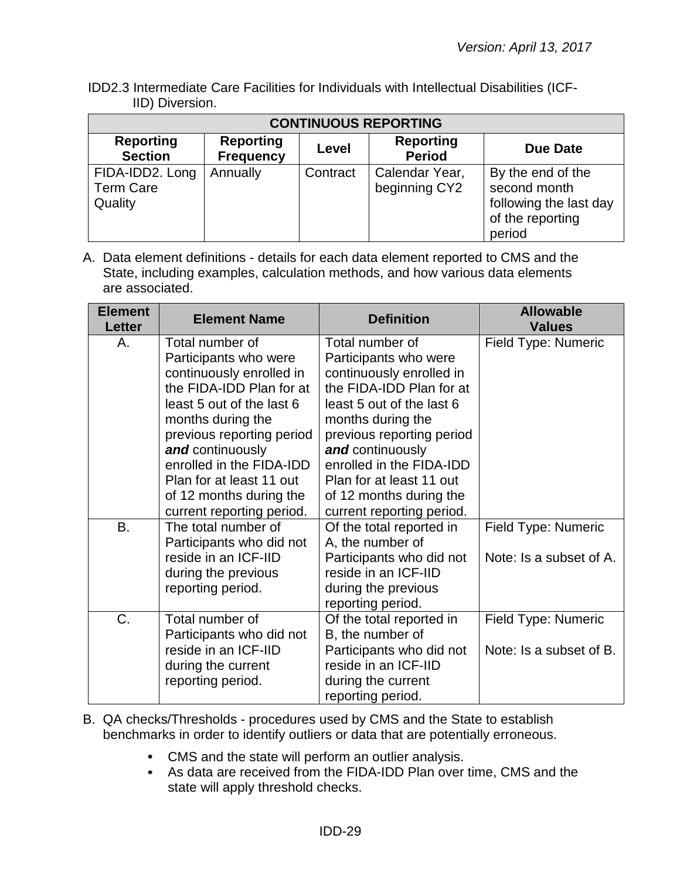IDD2.3 Intermediate Care Facilities for Individuals with Intellectual Disabilities (ICF-IID) Diversion.

| CONTINUOUS REPORTING | | | | |
|---|---|---|---|---|
| **Reporting Section** | **Reporting Frequency** | **Level** | **Reporting Period** | **Due Date** |
| FIDA-IDD2. Long Term Care Quality | Annually | Contract | Calendar Year, beginning CY2 | By the end of the second month following the last day of the reporting period |

A. Data element definitions - details for each data element reported to CMS and the State, including examples, calculation methods, and how various data elements are associated.

| Element Letter | Element Name | Definition | Allowable Values |
|---|---|---|---|
| A. | Total number of Participants who were continuously enrolled in the FIDA-IDD Plan for at least 5 out of the last 6 months during the previous reporting period ***and*** continuously enrolled in the FIDA-IDD Plan for at least 11 out of 12 months during the current reporting period. | Total number of Participants who were continuously enrolled in the FIDA-IDD Plan for at least 5 out of the last 6 months during the previous reporting period ***and*** continuously enrolled in the FIDA-IDD Plan for at least 11 out of 12 months during the current reporting period. | Field Type: Numeric |
| B. | The total number of Participants who did not reside in an ICF-IID during the previous reporting period. | Of the total reported in A, the number of Participants who did not reside in an ICF-IID during the previous reporting period. | Field Type: Numeric<br><br>Note: Is a subset of A. |
| C. | Total number of Participants who did not reside in an ICF-IID during the current reporting period. | Of the total reported in B, the number of Participants who did not reside in an ICF-IID during the current reporting period. | Field Type: Numeric<br><br>Note: Is a subset of B. |

B. QA checks/Thresholds - procedures used by CMS and the State to establish benchmarks in order to identify outliers or data that are potentially erroneous.

- CMS and the state will perform an outlier analysis.
- As data are received from the FIDA-IDD Plan over time, CMS and the state will apply threshold checks.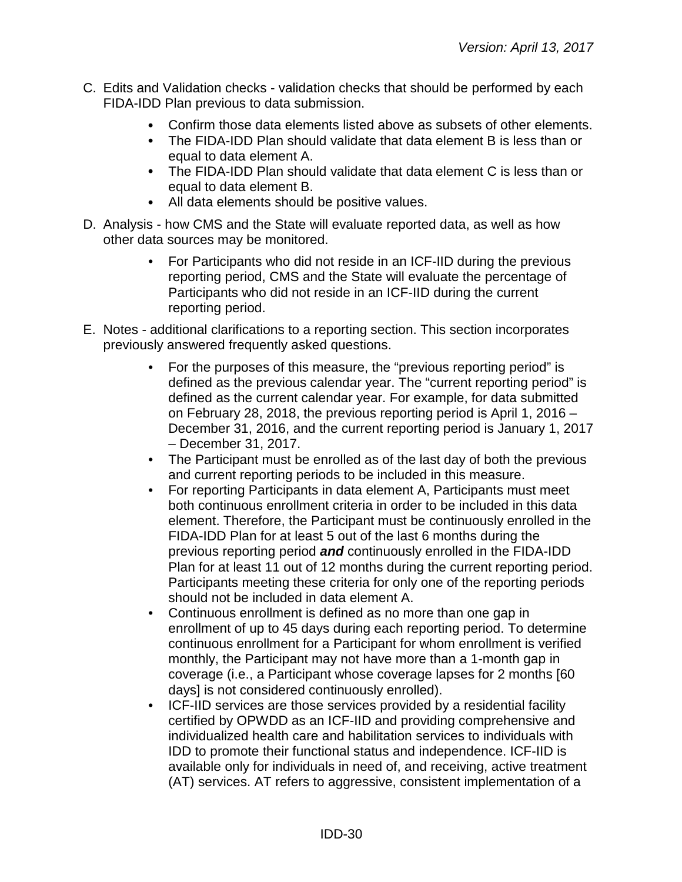C. Edits and Validation checks - validation checks that should be performed by each FIDA-IDD Plan previous to data submission.

   - Confirm those data elements listed above as subsets of other elements.
   - The FIDA-IDD Plan should validate that data element B is less than or equal to data element A.
   - The FIDA-IDD Plan should validate that data element C is less than or equal to data element B.
   - All data elements should be positive values.

D. Analysis - how CMS and the State will evaluate reported data, as well as how other data sources may be monitored.

   - For Participants who did not reside in an ICF-IID during the previous reporting period, CMS and the State will evaluate the percentage of Participants who did not reside in an ICF-IID during the current reporting period.

E. Notes - additional clarifications to a reporting section. This section incorporates previously answered frequently asked questions.

   - For the purposes of this measure, the "previous reporting period" is defined as the previous calendar year. The "current reporting period" is defined as the current calendar year. For example, for data submitted on February 28, 2018, the previous reporting period is April 1, 2016 – December 31, 2016, and the current reporting period is January 1, 2017 – December 31, 2017.
   - The Participant must be enrolled as of the last day of both the previous and current reporting periods to be included in this measure.
   - For reporting Participants in data element A, Participants must meet both continuous enrollment criteria in order to be included in this data element. Therefore, the Participant must be continuously enrolled in the FIDA-IDD Plan for at least 5 out of the last 6 months during the previous reporting period ***and*** continuously enrolled in the FIDA-IDD Plan for at least 11 out of 12 months during the current reporting period. Participants meeting these criteria for only one of the reporting periods should not be included in data element A.
   - Continuous enrollment is defined as no more than one gap in enrollment of up to 45 days during each reporting period. To determine continuous enrollment for a Participant for whom enrollment is verified monthly, the Participant may not have more than a 1-month gap in coverage (i.e., a Participant whose coverage lapses for 2 months [60 days] is not considered continuously enrolled).
   - ICF-IID services are those services provided by a residential facility certified by OPWDD as an ICF-IID and providing comprehensive and individualized health care and habilitation services to individuals with IDD to promote their functional status and independence. ICF-IID is available only for individuals in need of, and receiving, active treatment (AT) services. AT refers to aggressive, consistent implementation of a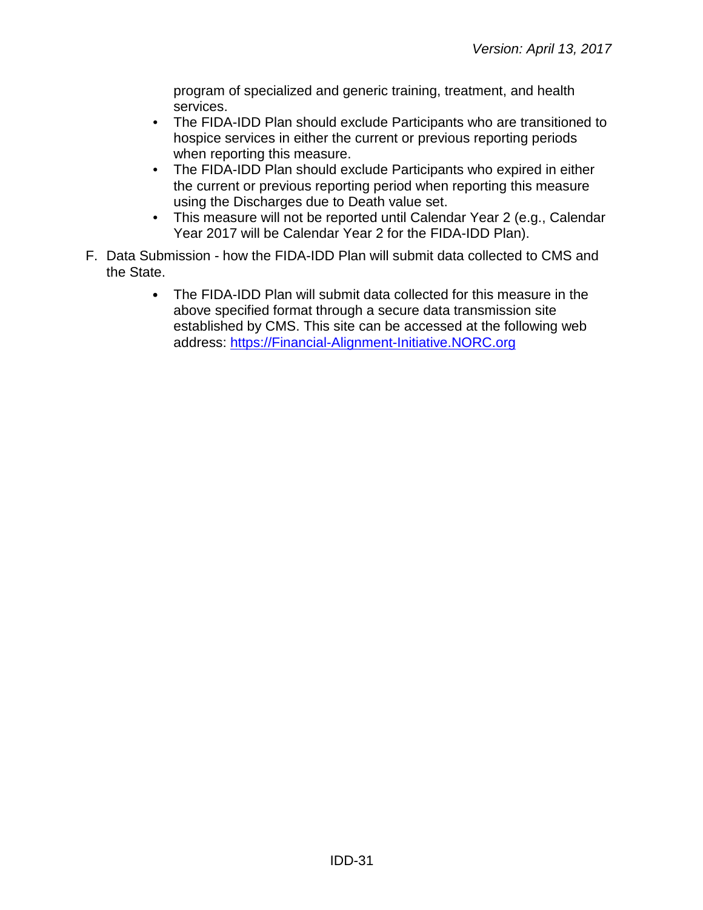program of specialized and generic training, treatment, and health services.

- The FIDA-IDD Plan should exclude Participants who are transitioned to hospice services in either the current or previous reporting periods when reporting this measure.
- The FIDA-IDD Plan should exclude Participants who expired in either the current or previous reporting period when reporting this measure using the Discharges due to Death value set.
- This measure will not be reported until Calendar Year 2 (e.g., Calendar Year 2017 will be Calendar Year 2 for the FIDA-IDD Plan).

F. Data Submission - how the FIDA-IDD Plan will submit data collected to CMS and the State.

- The FIDA-IDD Plan will submit data collected for this measure in the above specified format through a secure data transmission site established by CMS. This site can be accessed at the following web address: [https://Financial-Alignment-Initiative.NORC.org](https://Financial-Alignment-Initiative.NORC.org)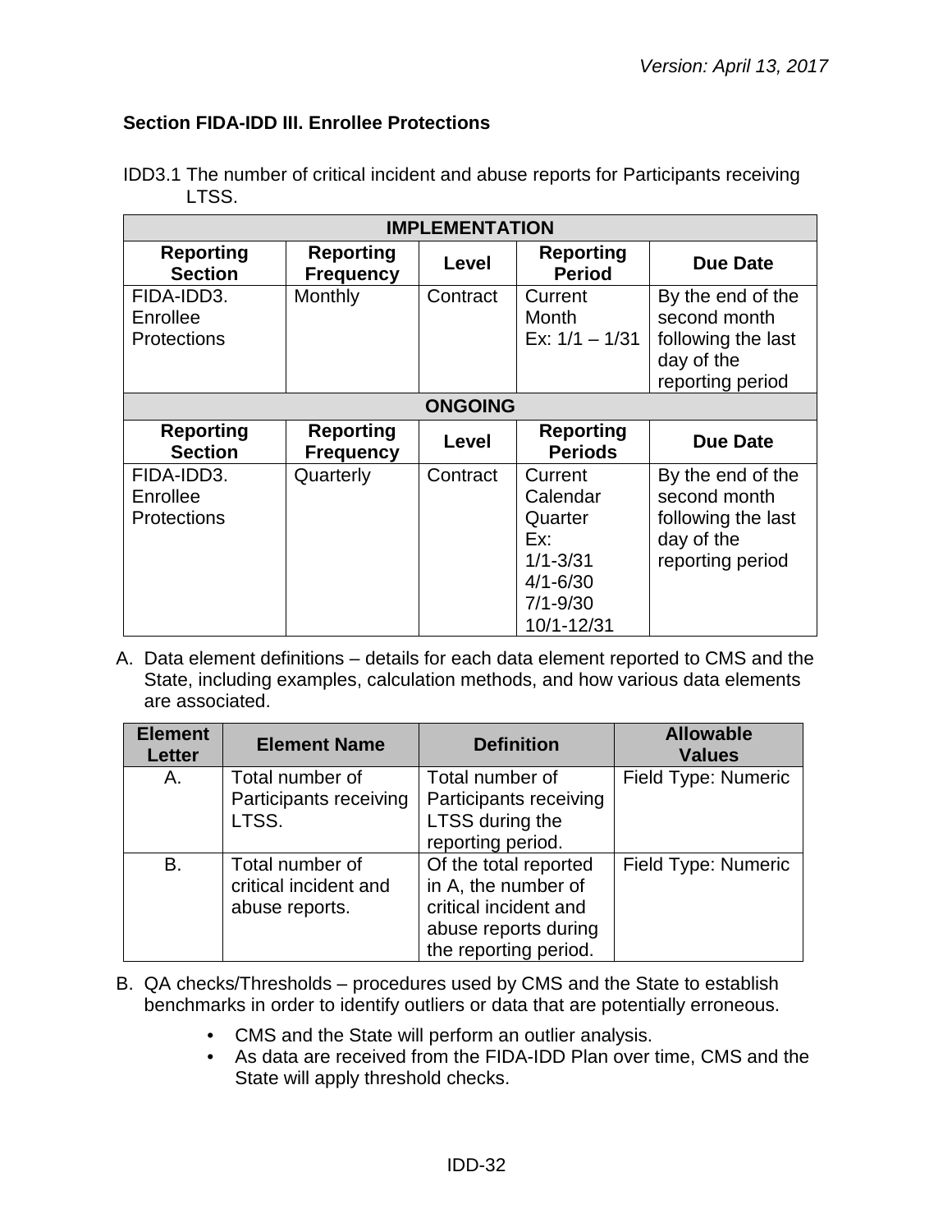### Section FIDA-IDD III. Enrollee Protections

IDD3.1 The number of critical incident and abuse reports for Participants receiving LTSS.

| IMPLEMENTATION | | | | |
|---|---|---|---|---|
| **Reporting Section** | **Reporting Frequency** | **Level** | **Reporting Period** | **Due Date** |
| FIDA-IDD3. Enrollee Protections | Monthly | Contract | Current Month Ex: 1/1 – 1/31 | By the end of the second month following the last day of the reporting period |
| **ONGOING** | | | | |
| **Reporting Section** | **Reporting Frequency** | **Level** | **Reporting Periods** | **Due Date** |
| FIDA-IDD3. Enrollee Protections | Quarterly | Contract | Current Calendar Quarter Ex: 1/1-3/31 4/1-6/30 7/1-9/30 10/1-12/31 | By the end of the second month following the last day of the reporting period |

A. Data element definitions – details for each data element reported to CMS and the State, including examples, calculation methods, and how various data elements are associated.

| Element Letter | Element Name | Definition | Allowable Values |
|---|---|---|---|
| A. | Total number of Participants receiving LTSS. | Total number of Participants receiving LTSS during the reporting period. | Field Type: Numeric |
| B. | Total number of critical incident and abuse reports. | Of the total reported in A, the number of critical incident and abuse reports during the reporting period. | Field Type: Numeric |

B. QA checks/Thresholds – procedures used by CMS and the State to establish benchmarks in order to identify outliers or data that are potentially erroneous.

- CMS and the State will perform an outlier analysis.
- As data are received from the FIDA-IDD Plan over time, CMS and the State will apply threshold checks.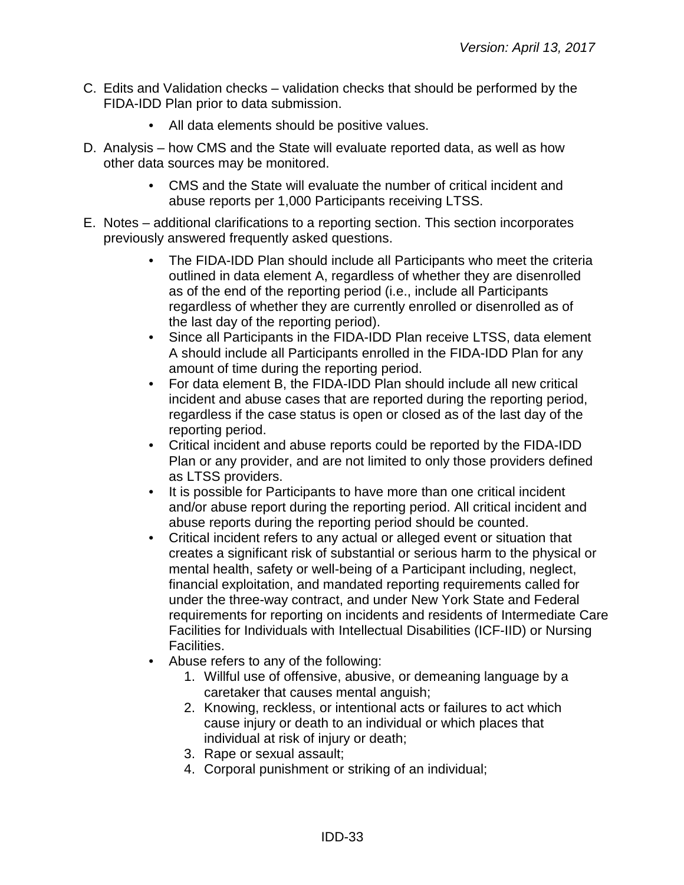C. Edits and Validation checks – validation checks that should be performed by the FIDA-IDD Plan prior to data submission.

    - All data elements should be positive values.

D. Analysis – how CMS and the State will evaluate reported data, as well as how other data sources may be monitored.

    - CMS and the State will evaluate the number of critical incident and abuse reports per 1,000 Participants receiving LTSS.

E. Notes – additional clarifications to a reporting section. This section incorporates previously answered frequently asked questions.

    - The FIDA-IDD Plan should include all Participants who meet the criteria outlined in data element A, regardless of whether they are disenrolled as of the end of the reporting period (i.e., include all Participants regardless of whether they are currently enrolled or disenrolled as of the last day of the reporting period).
    - Since all Participants in the FIDA-IDD Plan receive LTSS, data element A should include all Participants enrolled in the FIDA-IDD Plan for any amount of time during the reporting period.
    - For data element B, the FIDA-IDD Plan should include all new critical incident and abuse cases that are reported during the reporting period, regardless if the case status is open or closed as of the last day of the reporting period.
    - Critical incident and abuse reports could be reported by the FIDA-IDD Plan or any provider, and are not limited to only those providers defined as LTSS providers.
    - It is possible for Participants to have more than one critical incident and/or abuse report during the reporting period. All critical incident and abuse reports during the reporting period should be counted.
    - Critical incident refers to any actual or alleged event or situation that creates a significant risk of substantial or serious harm to the physical or mental health, safety or well-being of a Participant including, neglect, financial exploitation, and mandated reporting requirements called for under the three-way contract, and under New York State and Federal requirements for reporting on incidents and residents of Intermediate Care Facilities for Individuals with Intellectual Disabilities (ICF-IID) or Nursing Facilities.
    - Abuse refers to any of the following:
        1. Willful use of offensive, abusive, or demeaning language by a caretaker that causes mental anguish;
        2. Knowing, reckless, or intentional acts or failures to act which cause injury or death to an individual or which places that individual at risk of injury or death;
        3. Rape or sexual assault;
        4. Corporal punishment or striking of an individual;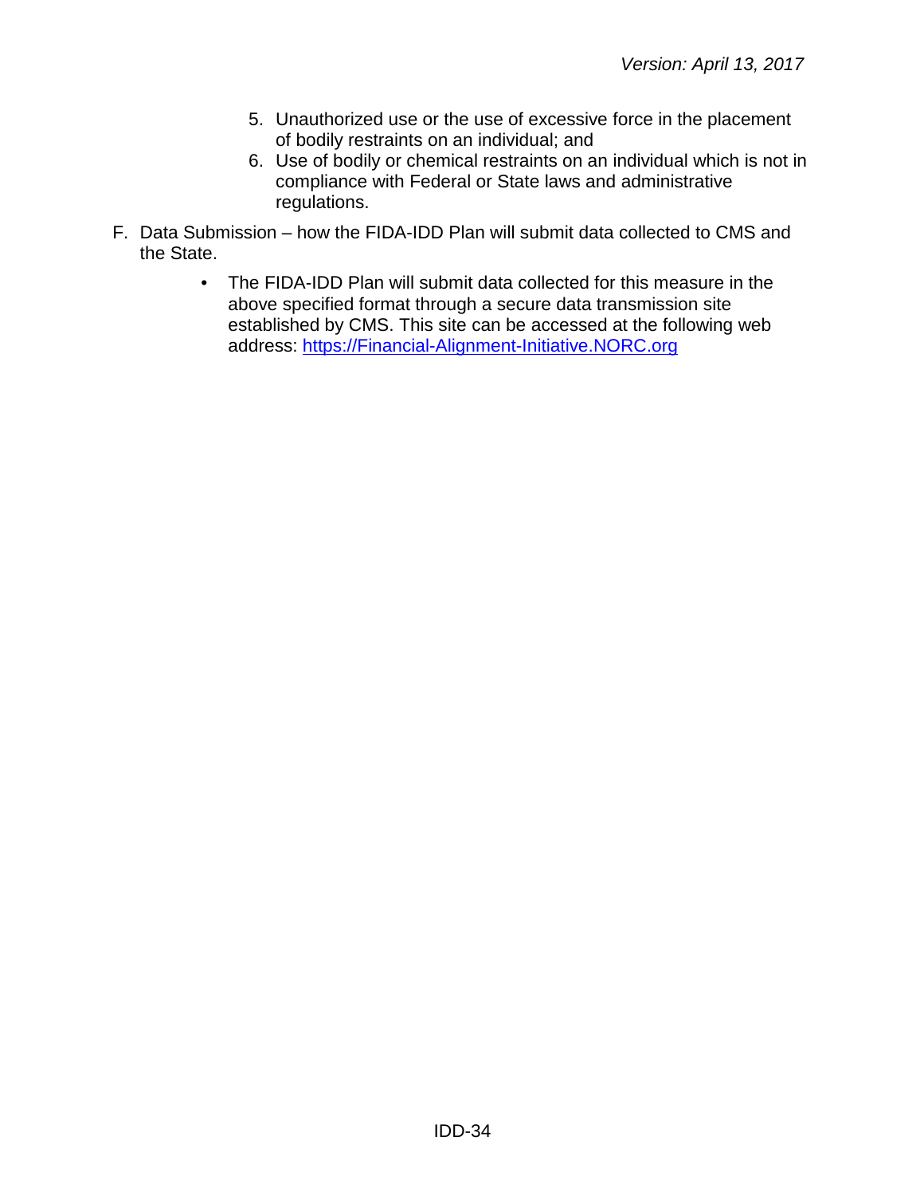5. Unauthorized use or the use of excessive force in the placement of bodily restraints on an individual; and
6. Use of bodily or chemical restraints on an individual which is not in compliance with Federal or State laws and administrative regulations.

F. Data Submission – how the FIDA-IDD Plan will submit data collected to CMS and the State.

- The FIDA-IDD Plan will submit data collected for this measure in the above specified format through a secure data transmission site established by CMS. This site can be accessed at the following web address: [https://Financial-Alignment-Initiative.NORC.org](https://Financial-Alignment-Initiative.NORC.org)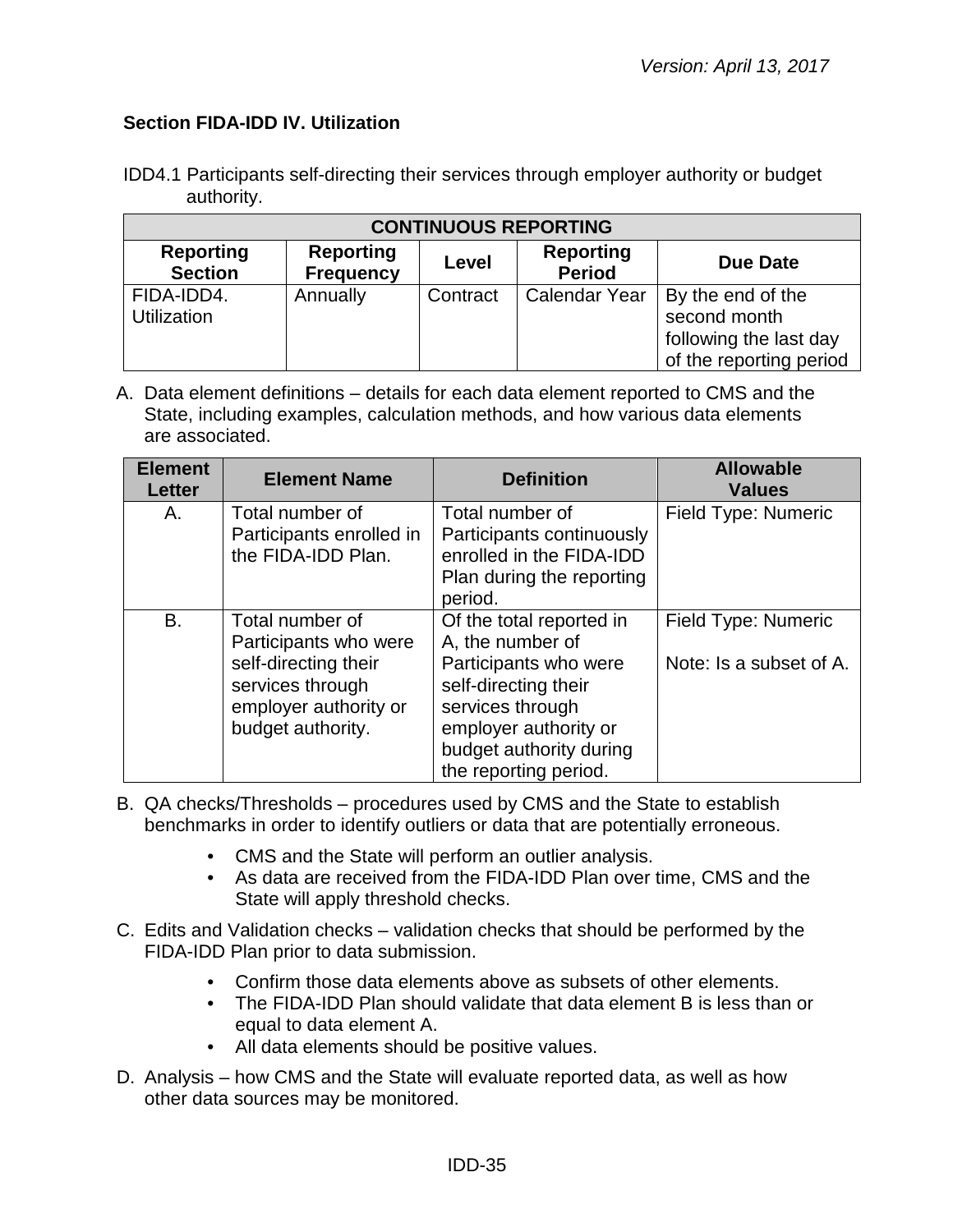### Section FIDA-IDD IV. Utilization

IDD4.1 Participants self-directing their services through employer authority or budget authority.

| CONTINUOUS REPORTING | | | | |
|---|---|---|---|---|
| **Reporting Section** | **Reporting Frequency** | **Level** | **Reporting Period** | **Due Date** |
| FIDA-IDD4. Utilization | Annually | Contract | Calendar Year | By the end of the second month following the last day of the reporting period |

A. Data element definitions – details for each data element reported to CMS and the State, including examples, calculation methods, and how various data elements are associated.

| Element Letter | Element Name | Definition | Allowable Values |
|---|---|---|---|
| A. | Total number of Participants enrolled in the FIDA-IDD Plan. | Total number of Participants continuously enrolled in the FIDA-IDD Plan during the reporting period. | Field Type: Numeric |
| B. | Total number of Participants who were self-directing their services through employer authority or budget authority. | Of the total reported in A, the number of Participants who were self-directing their services through employer authority or budget authority during the reporting period. | Field Type: Numeric<br><br>Note: Is a subset of A. |

B. QA checks/Thresholds – procedures used by CMS and the State to establish benchmarks in order to identify outliers or data that are potentially erroneous.

- CMS and the State will perform an outlier analysis.
- As data are received from the FIDA-IDD Plan over time, CMS and the State will apply threshold checks.

C. Edits and Validation checks – validation checks that should be performed by the FIDA-IDD Plan prior to data submission.

- Confirm those data elements above as subsets of other elements.
- The FIDA-IDD Plan should validate that data element B is less than or equal to data element A.
- All data elements should be positive values.

D. Analysis – how CMS and the State will evaluate reported data, as well as how other data sources may be monitored.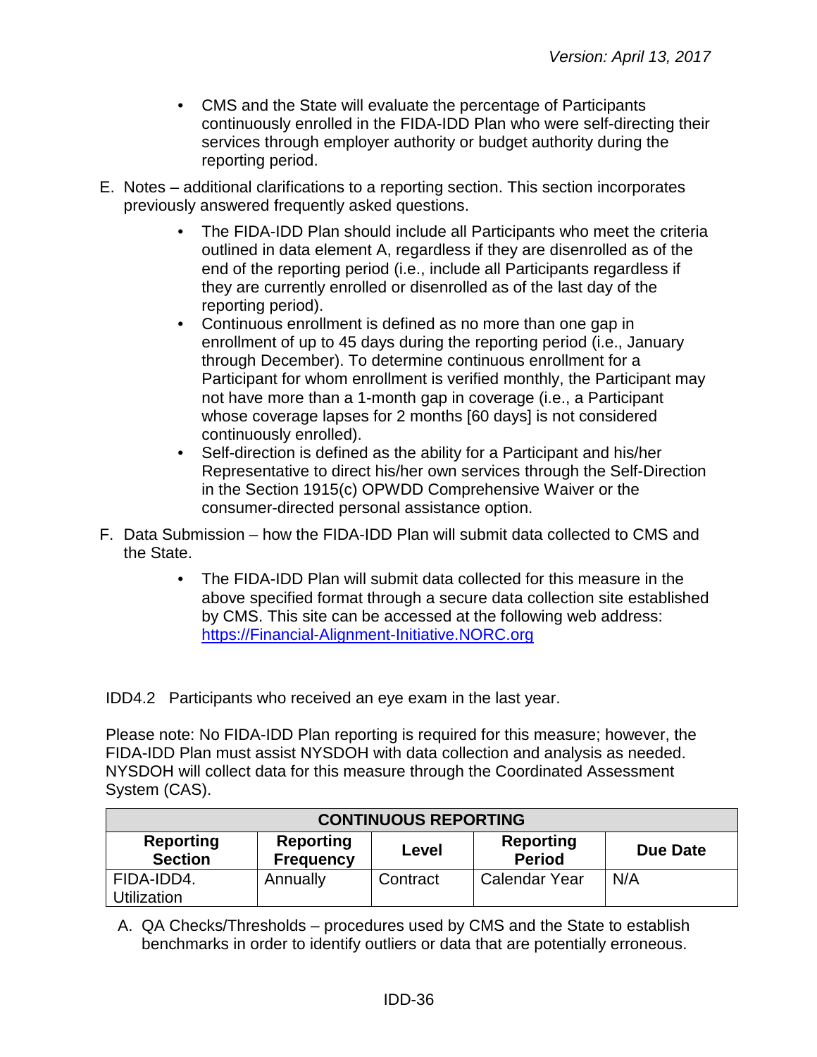- CMS and the State will evaluate the percentage of Participants continuously enrolled in the FIDA-IDD Plan who were self-directing their services through employer authority or budget authority during the reporting period.

E. Notes – additional clarifications to a reporting section. This section incorporates previously answered frequently asked questions.

   - The FIDA-IDD Plan should include all Participants who meet the criteria outlined in data element A, regardless if they are disenrolled as of the end of the reporting period (i.e., include all Participants regardless if they are currently enrolled or disenrolled as of the last day of the reporting period).
   - Continuous enrollment is defined as no more than one gap in enrollment of up to 45 days during the reporting period (i.e., January through December). To determine continuous enrollment for a Participant for whom enrollment is verified monthly, the Participant may not have more than a 1-month gap in coverage (i.e., a Participant whose coverage lapses for 2 months [60 days] is not considered continuously enrolled).
   - Self-direction is defined as the ability for a Participant and his/her Representative to direct his/her own services through the Self-Direction in the Section 1915(c) OPWDD Comprehensive Waiver or the consumer-directed personal assistance option.

F. Data Submission – how the FIDA-IDD Plan will submit data collected to CMS and the State.

   - The FIDA-IDD Plan will submit data collected for this measure in the above specified format through a secure data collection site established by CMS. This site can be accessed at the following web address: https://Financial-Alignment-Initiative.NORC.org

IDD4.2 Participants who received an eye exam in the last year.

Please note: No FIDA-IDD Plan reporting is required for this measure; however, the FIDA-IDD Plan must assist NYSDOH with data collection and analysis as needed. NYSDOH will collect data for this measure through the Coordinated Assessment System (CAS).

| CONTINUOUS REPORTING | | | | |
|---|---|---|---|---|
| **Reporting Section** | **Reporting Frequency** | **Level** | **Reporting Period** | **Due Date** |
| FIDA-IDD4. Utilization | Annually | Contract | Calendar Year | N/A |

A. QA Checks/Thresholds – procedures used by CMS and the State to establish benchmarks in order to identify outliers or data that are potentially erroneous.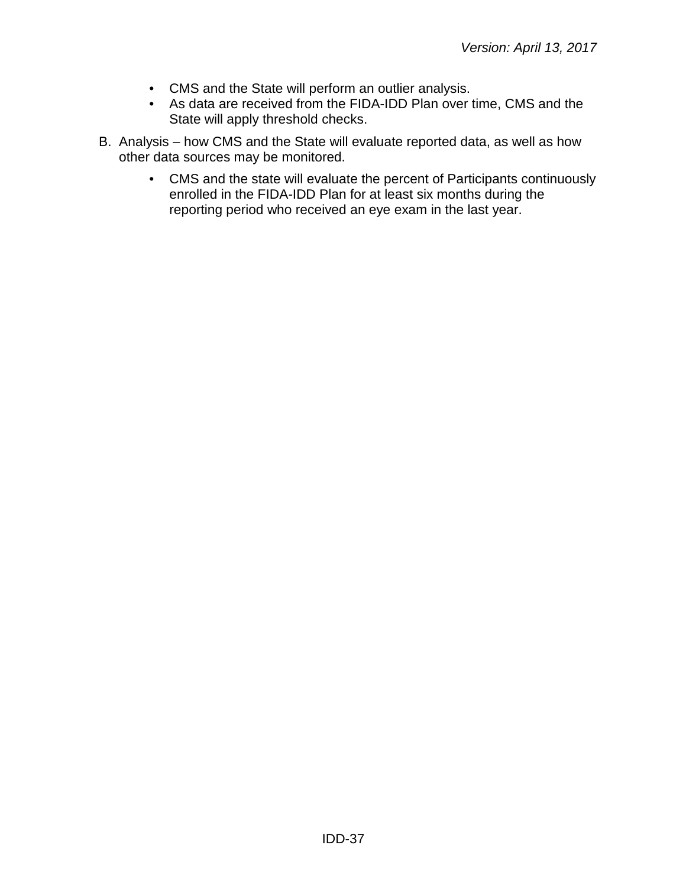- CMS and the State will perform an outlier analysis.
- As data are received from the FIDA-IDD Plan over time, CMS and the State will apply threshold checks.

B. Analysis – how CMS and the State will evaluate reported data, as well as how other data sources may be monitored.

   - CMS and the state will evaluate the percent of Participants continuously enrolled in the FIDA-IDD Plan for at least six months during the reporting period who received an eye exam in the last year.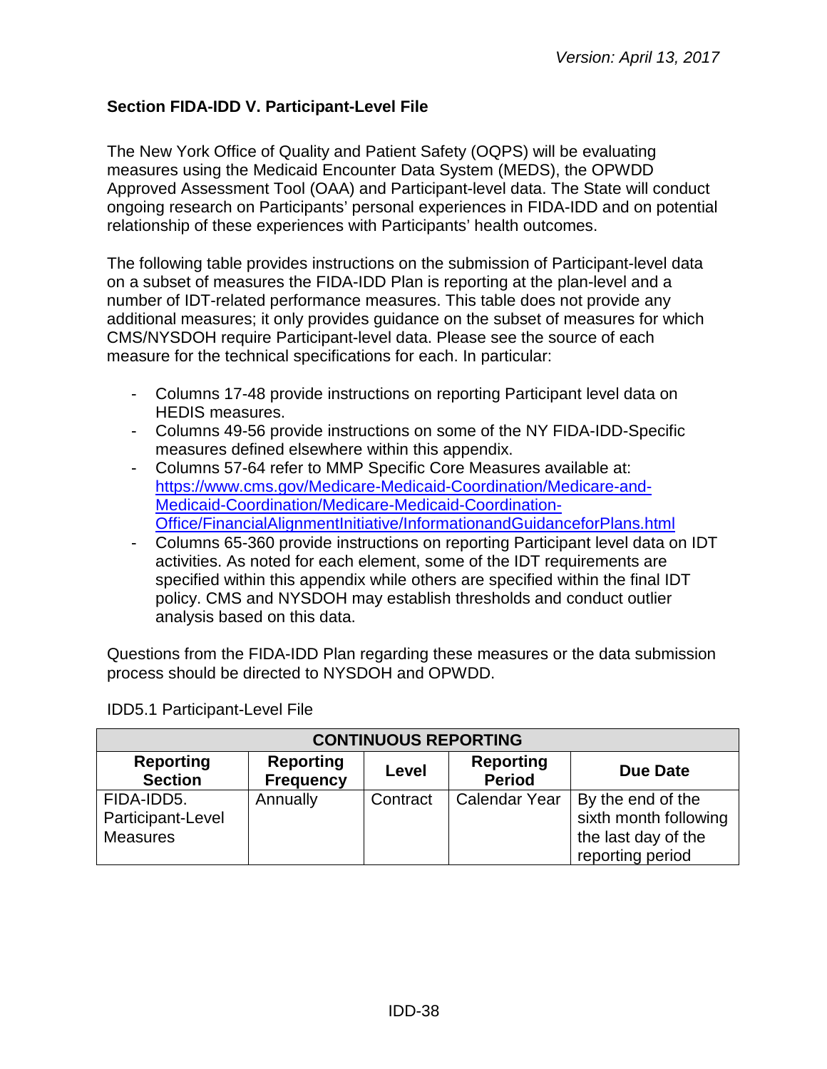### Section FIDA-IDD V. Participant-Level File

The New York Office of Quality and Patient Safety (OQPS) will be evaluating measures using the Medicaid Encounter Data System (MEDS), the OPWDD Approved Assessment Tool (OAA) and Participant-level data. The State will conduct ongoing research on Participants' personal experiences in FIDA-IDD and on potential relationship of these experiences with Participants' health outcomes.

The following table provides instructions on the submission of Participant-level data on a subset of measures the FIDA-IDD Plan is reporting at the plan-level and a number of IDT-related performance measures. This table does not provide any additional measures; it only provides guidance on the subset of measures for which CMS/NYSDOH require Participant-level data. Please see the source of each measure for the technical specifications for each. In particular:

- Columns 17-48 provide instructions on reporting Participant level data on HEDIS measures.
- Columns 49-56 provide instructions on some of the NY FIDA-IDD-Specific measures defined elsewhere within this appendix.
- Columns 57-64 refer to MMP Specific Core Measures available at: https://www.cms.gov/Medicare-Medicaid-Coordination/Medicare-and-Medicaid-Coordination/Medicare-Medicaid-Coordination-Office/FinancialAlignmentInitiative/InformationandGuidanceforPlans.html
- Columns 65-360 provide instructions on reporting Participant level data on IDT activities. As noted for each element, some of the IDT requirements are specified within this appendix while others are specified within the final IDT policy. CMS and NYSDOH may establish thresholds and conduct outlier analysis based on this data.

Questions from the FIDA-IDD Plan regarding these measures or the data submission process should be directed to NYSDOH and OPWDD.

IDD5.1 Participant-Level File

| CONTINUOUS REPORTING | | | | |
|---|---|---|---|---|
| **Reporting Section** | **Reporting Frequency** | **Level** | **Reporting Period** | **Due Date** |
| FIDA-IDD5. Participant-Level Measures | Annually | Contract | Calendar Year | By the end of the sixth month following the last day of the reporting period |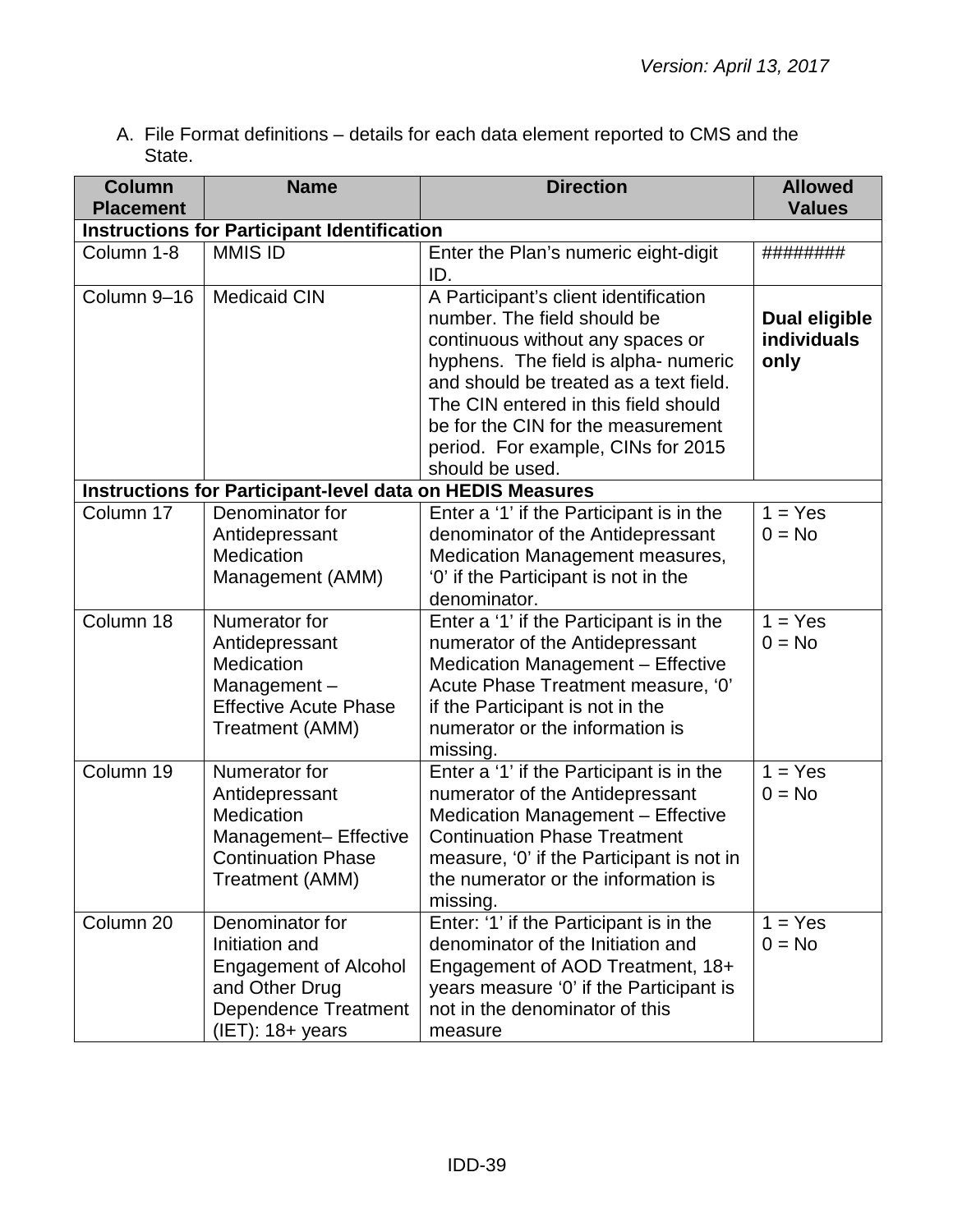A. File Format definitions – details for each data element reported to CMS and the State.

| Column Placement | Name | Direction | Allowed Values |
|---|---|---|---|
| **Instructions for Participant Identification** | | | |
| Column 1-8 | MMIS ID | Enter the Plan's numeric eight-digit ID. | ######## |
| Column 9–16 | Medicaid CIN | A Participant's client identification number. The field should be continuous without any spaces or hyphens. The field is alpha- numeric and should be treated as a text field. The CIN entered in this field should be for the CIN for the measurement period. For example, CINs for 2015 should be used. | **Dual eligible individuals only** |
| **Instructions for Participant-level data on HEDIS Measures** | | | |
| Column 17 | Denominator for Antidepressant Medication Management (AMM) | Enter a '1' if the Participant is in the denominator of the Antidepressant Medication Management measures, '0' if the Participant is not in the denominator. | 1 = Yes<br>0 = No |
| Column 18 | Numerator for Antidepressant Medication Management – Effective Acute Phase Treatment (AMM) | Enter a '1' if the Participant is in the numerator of the Antidepressant Medication Management – Effective Acute Phase Treatment measure, '0' if the Participant is not in the numerator or the information is missing. | 1 = Yes<br>0 = No |
| Column 19 | Numerator for Antidepressant Medication Management– Effective Continuation Phase Treatment (AMM) | Enter a '1' if the Participant is in the numerator of the Antidepressant Medication Management – Effective Continuation Phase Treatment measure, '0' if the Participant is not in the numerator or the information is missing. | 1 = Yes<br>0 = No |
| Column 20 | Denominator for Initiation and Engagement of Alcohol and Other Drug Dependence Treatment (IET): 18+ years | Enter: '1' if the Participant is in the denominator of the Initiation and Engagement of AOD Treatment, 18+ years measure '0' if the Participant is not in the denominator of this measure | 1 = Yes<br>0 = No |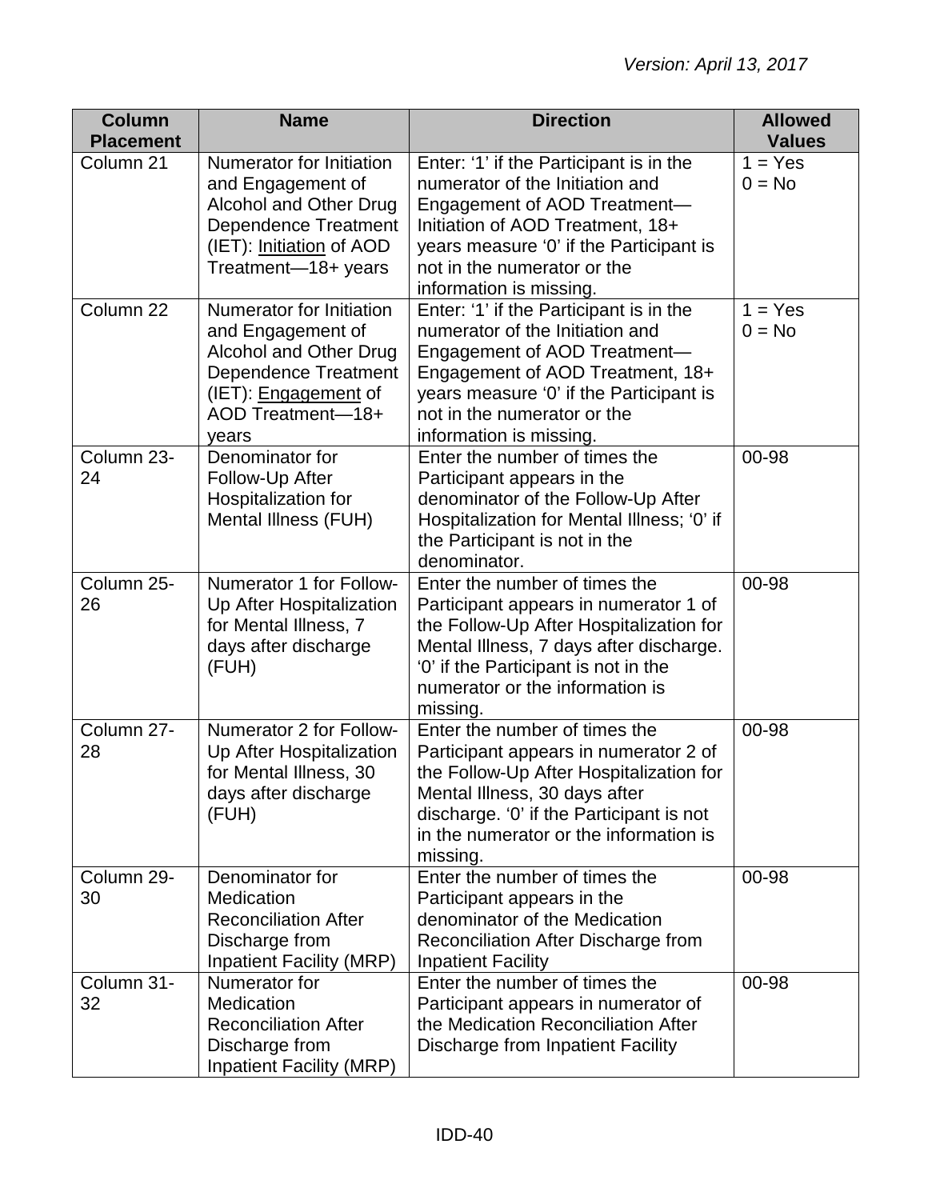*Version: April 13, 2017*

| Column Placement | Name | Direction | Allowed Values |
|---|---|---|---|
| Column 21 | Numerator for Initiation and Engagement of Alcohol and Other Drug Dependence Treatment (IET): <u>Initiation</u> of AOD Treatment—18+ years | Enter: ‘1’ if the Participant is in the numerator of the Initiation and Engagement of AOD Treatment—Initiation of AOD Treatment, 18+ years measure ‘0’ if the Participant is not in the numerator or the information is missing. | 1 = Yes<br>0 = No |
| Column 22 | Numerator for Initiation and Engagement of Alcohol and Other Drug Dependence Treatment (IET): <u>Engagement</u> of AOD Treatment—18+ years | Enter: ‘1’ if the Participant is in the numerator of the Initiation and Engagement of AOD Treatment—Engagement of AOD Treatment, 18+ years measure ‘0’ if the Participant is not in the numerator or the information is missing. | 1 = Yes<br>0 = No |
| Column 23-24 | Denominator for Follow-Up After Hospitalization for Mental Illness (FUH) | Enter the number of times the Participant appears in the denominator of the Follow-Up After Hospitalization for Mental Illness; ‘0’ if the Participant is not in the denominator. | 00-98 |
| Column 25-26 | Numerator 1 for Follow-Up After Hospitalization for Mental Illness, 7 days after discharge (FUH) | Enter the number of times the Participant appears in numerator 1 of the Follow-Up After Hospitalization for Mental Illness, 7 days after discharge. ‘0’ if the Participant is not in the numerator or the information is missing. | 00-98 |
| Column 27-28 | Numerator 2 for Follow-Up After Hospitalization for Mental Illness, 30 days after discharge (FUH) | Enter the number of times the Participant appears in numerator 2 of the Follow-Up After Hospitalization for Mental Illness, 30 days after discharge. ‘0’ if the Participant is not in the numerator or the information is missing. | 00-98 |
| Column 29-30 | Denominator for Medication Reconciliation After Discharge from Inpatient Facility (MRP) | Enter the number of times the Participant appears in the denominator of the Medication Reconciliation After Discharge from Inpatient Facility | 00-98 |
| Column 31-32 | Numerator for Medication Reconciliation After Discharge from Inpatient Facility (MRP) | Enter the number of times the Participant appears in numerator of the Medication Reconciliation After Discharge from Inpatient Facility | 00-98 |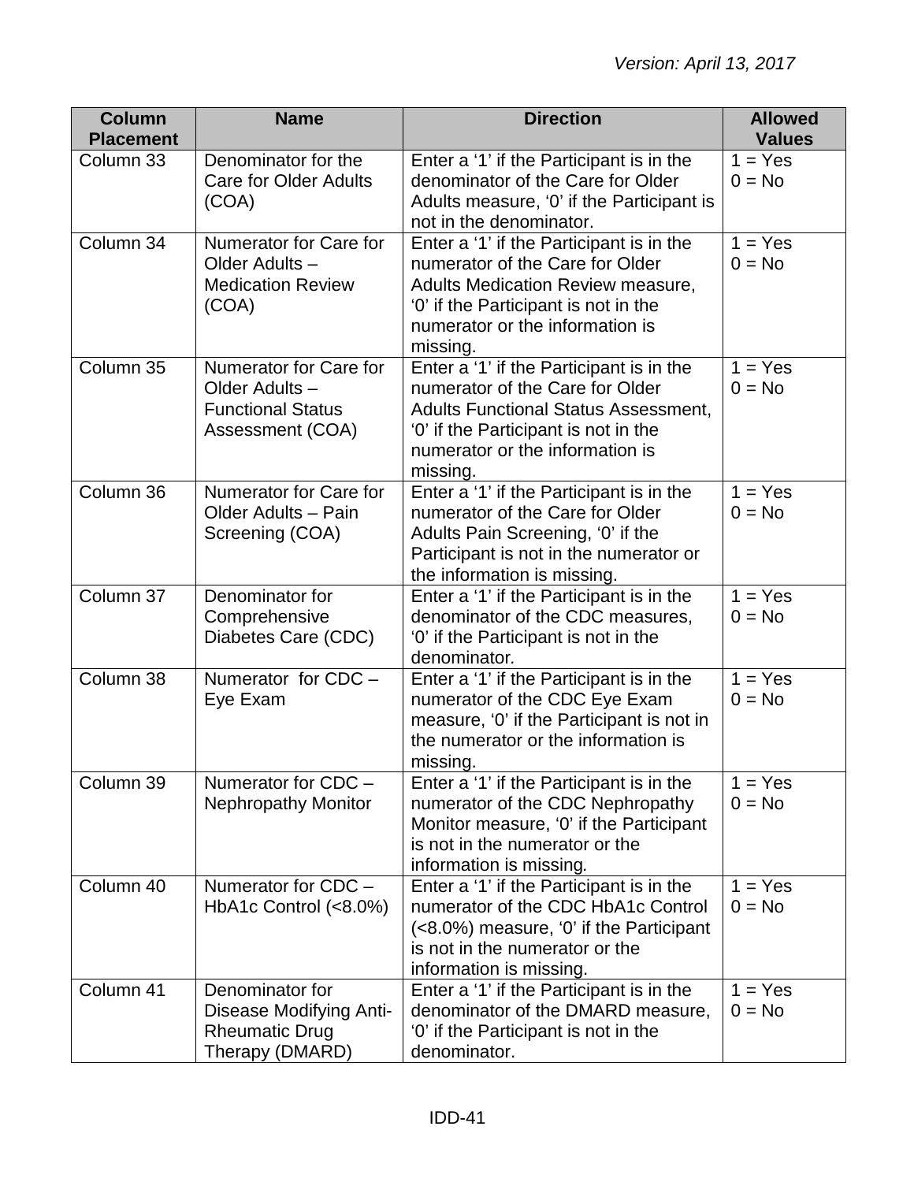| Column Placement | Name | Direction | Allowed Values |
|---|---|---|---|
| Column 33 | Denominator for the Care for Older Adults (COA) | Enter a ‘1’ if the Participant is in the denominator of the Care for Older Adults measure, ‘0’ if the Participant is not in the denominator. | 1 = Yes 0 = No |
| Column 34 | Numerator for Care for Older Adults – Medication Review (COA) | Enter a ‘1’ if the Participant is in the numerator of the Care for Older Adults Medication Review measure, ‘0’ if the Participant is not in the numerator or the information is missing. | 1 = Yes 0 = No |
| Column 35 | Numerator for Care for Older Adults – Functional Status Assessment (COA) | Enter a ‘1’ if the Participant is in the numerator of the Care for Older Adults Functional Status Assessment, ‘0’ if the Participant is not in the numerator or the information is missing. | 1 = Yes 0 = No |
| Column 36 | Numerator for Care for Older Adults – Pain Screening (COA) | Enter a ‘1’ if the Participant is in the numerator of the Care for Older Adults Pain Screening, ‘0’ if the Participant is not in the numerator or the information is missing. | 1 = Yes 0 = No |
| Column 37 | Denominator for Comprehensive Diabetes Care (CDC) | Enter a ‘1’ if the Participant is in the denominator of the CDC measures, ‘0’ if the Participant is not in the denominator. | 1 = Yes 0 = No |
| Column 38 | Numerator for CDC – Eye Exam | Enter a ‘1’ if the Participant is in the numerator of the CDC Eye Exam measure, ‘0’ if the Participant is not in the numerator or the information is missing. | 1 = Yes 0 = No |
| Column 39 | Numerator for CDC – Nephropathy Monitor | Enter a ‘1’ if the Participant is in the numerator of the CDC Nephropathy Monitor measure, ‘0’ if the Participant is not in the numerator or the information is missing. | 1 = Yes 0 = No |
| Column 40 | Numerator for CDC – HbA1c Control (<8.0%) | Enter a ‘1’ if the Participant is in the numerator of the CDC HbA1c Control (<8.0%) measure, ‘0’ if the Participant is not in the numerator or the information is missing. | 1 = Yes 0 = No |
| Column 41 | Denominator for Disease Modifying Anti-Rheumatic Drug Therapy (DMARD) | Enter a ‘1’ if the Participant is in the denominator of the DMARD measure, ‘0’ if the Participant is not in the denominator. | 1 = Yes 0 = No |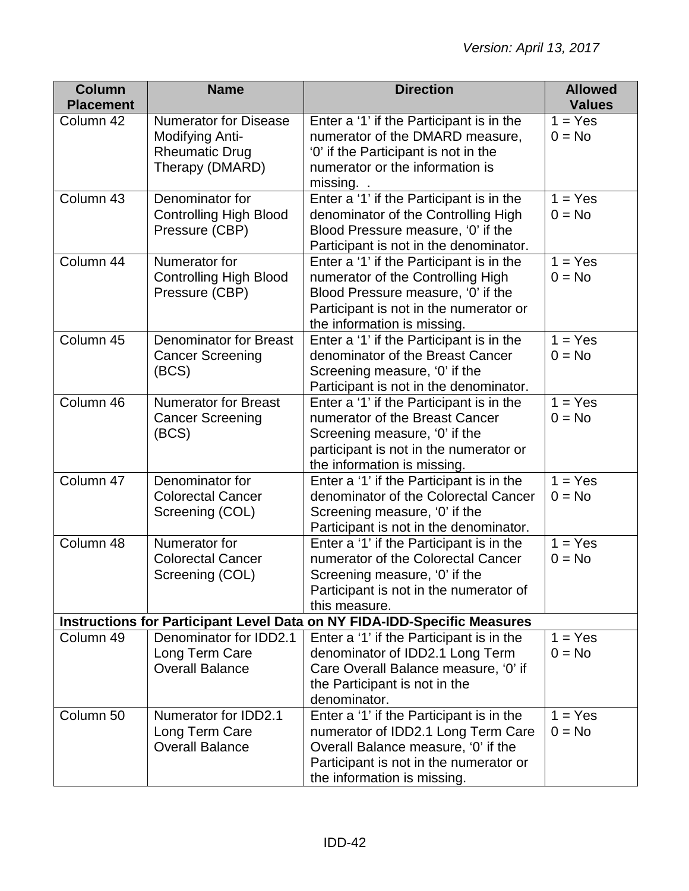*Version: April 13, 2017*

| Column Placement | Name | Direction | Allowed Values |
|---|---|---|---|
| Column 42 | Numerator for Disease Modifying Anti-Rheumatic Drug Therapy (DMARD) | Enter a '1' if the Participant is in the numerator of the DMARD measure, '0' if the Participant is not in the numerator or the information is missing. . | 1 = Yes<br>0 = No |
| Column 43 | Denominator for Controlling High Blood Pressure (CBP) | Enter a '1' if the Participant is in the denominator of the Controlling High Blood Pressure measure, '0' if the Participant is not in the denominator. | 1 = Yes<br>0 = No |
| Column 44 | Numerator for Controlling High Blood Pressure (CBP) | Enter a '1' if the Participant is in the numerator of the Controlling High Blood Pressure measure, '0' if the Participant is not in the numerator or the information is missing. | 1 = Yes<br>0 = No |
| Column 45 | Denominator for Breast Cancer Screening (BCS) | Enter a '1' if the Participant is in the denominator of the Breast Cancer Screening measure, '0' if the Participant is not in the denominator. | 1 = Yes<br>0 = No |
| Column 46 | Numerator for Breast Cancer Screening (BCS) | Enter a '1' if the Participant is in the numerator of the Breast Cancer Screening measure, '0' if the participant is not in the numerator or the information is missing. | 1 = Yes<br>0 = No |
| Column 47 | Denominator for Colorectal Cancer Screening (COL) | Enter a '1' if the Participant is in the denominator of the Colorectal Cancer Screening measure, '0' if the Participant is not in the denominator. | 1 = Yes<br>0 = No |
| Column 48 | Numerator for Colorectal Cancer Screening (COL) | Enter a '1' if the Participant is in the numerator of the Colorectal Cancer Screening measure, '0' if the Participant is not in the numerator of this measure. | 1 = Yes<br>0 = No |
| **Instructions for Participant Level Data on NY FIDA-IDD-Specific Measures** | | | |
| Column 49 | Denominator for IDD2.1 Long Term Care Overall Balance | Enter a '1' if the Participant is in the denominator of IDD2.1 Long Term Care Overall Balance measure, '0' if the Participant is not in the denominator. | 1 = Yes<br>0 = No |
| Column 50 | Numerator for IDD2.1 Long Term Care Overall Balance | Enter a '1' if the Participant is in the numerator of IDD2.1 Long Term Care Overall Balance measure, '0' if the Participant is not in the numerator or the information is missing. | 1 = Yes<br>0 = No |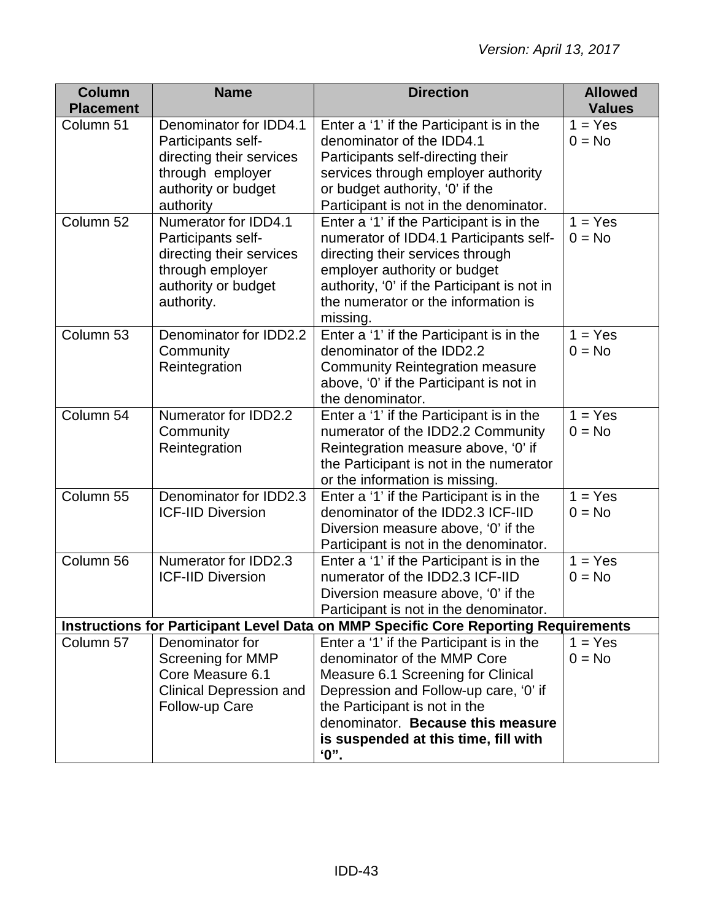| Column Placement | Name | Direction | Allowed Values |
|---|---|---|---|
| Column 51 | Denominator for IDD4.1 Participants self-directing their services through employer authority or budget authority | Enter a '1' if the Participant is in the denominator of the IDD4.1 Participants self-directing their services through employer authority or budget authority, '0' if the Participant is not in the denominator. | 1 = Yes<br>0 = No |
| Column 52 | Numerator for IDD4.1 Participants self-directing their services through employer authority or budget authority. | Enter a '1' if the Participant is in the numerator of IDD4.1 Participants self-directing their services through employer authority or budget authority, '0' if the Participant is not in the numerator or the information is missing. | 1 = Yes<br>0 = No |
| Column 53 | Denominator for IDD2.2 Community Reintegration | Enter a '1' if the Participant is in the denominator of the IDD2.2 Community Reintegration measure above, '0' if the Participant is not in the denominator. | 1 = Yes<br>0 = No |
| Column 54 | Numerator for IDD2.2 Community Reintegration | Enter a '1' if the Participant is in the numerator of the IDD2.2 Community Reintegration measure above, '0' if the Participant is not in the numerator or the information is missing. | 1 = Yes<br>0 = No |
| Column 55 | Denominator for IDD2.3 ICF-IID Diversion | Enter a '1' if the Participant is in the denominator of the IDD2.3 ICF-IID Diversion measure above, '0' if the Participant is not in the denominator. | 1 = Yes<br>0 = No |
| Column 56 | Numerator for IDD2.3 ICF-IID Diversion | Enter a '1' if the Participant is in the numerator of the IDD2.3 ICF-IID Diversion measure above, '0' if the Participant is not in the denominator. | 1 = Yes<br>0 = No |
| **Instructions for Participant Level Data on MMP Specific Core Reporting Requirements** | | | |
| Column 57 | Denominator for Screening for MMP Core Measure 6.1 Clinical Depression and Follow-up Care | Enter a '1' if the Participant is in the denominator of the MMP Core Measure 6.1 Screening for Clinical Depression and Follow-up care, '0' if the Participant is not in the denominator. **Because this measure is suspended at this time, fill with '0".** | 1 = Yes<br>0 = No |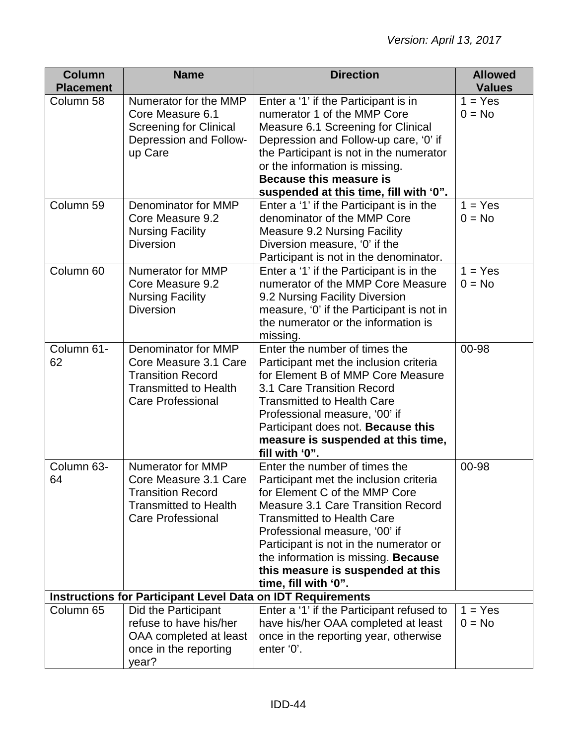*Version: April 13, 2017*

| Column Placement | Name | Direction | Allowed Values |
|---|---|---|---|
| Column 58 | Numerator for the MMP Core Measure 6.1 Screening for Clinical Depression and Follow-up Care | Enter a '1' if the Participant is in numerator 1 of the MMP Core Measure 6.1 Screening for Clinical Depression and Follow-up care, '0' if the Participant is not in the numerator or the information is missing. **Because this measure is suspended at this time, fill with '0".** | 1 = Yes<br>0 = No |
| Column 59 | Denominator for MMP Core Measure 9.2 Nursing Facility Diversion | Enter a '1' if the Participant is in the denominator of the MMP Core Measure 9.2 Nursing Facility Diversion measure, '0' if the Participant is not in the denominator. | 1 = Yes<br>0 = No |
| Column 60 | Numerator for MMP Core Measure 9.2 Nursing Facility Diversion | Enter a '1' if the Participant is in the numerator of the MMP Core Measure 9.2 Nursing Facility Diversion measure, '0' if the Participant is not in the numerator or the information is missing. | 1 = Yes<br>0 = No |
| Column 61-62 | Denominator for MMP Core Measure 3.1 Care Transition Record Transmitted to Health Care Professional | Enter the number of times the Participant met the inclusion criteria for Element B of MMP Core Measure 3.1 Care Transition Record Transmitted to Health Care Professional measure, '00' if Participant does not. **Because this measure is suspended at this time, fill with '0".** | 00-98 |
| Column 63-64 | Numerator for MMP Core Measure 3.1 Care Transition Record Transmitted to Health Care Professional | Enter the number of times the Participant met the inclusion criteria for Element C of the MMP Core Measure 3.1 Care Transition Record Transmitted to Health Care Professional measure, '00' if Participant is not in the numerator or the information is missing. **Because this measure is suspended at this time, fill with '0".** | 00-98 |
| **Instructions for Participant Level Data on IDT Requirements** | | | |
| Column 65 | Did the Participant refuse to have his/her OAA completed at least once in the reporting year? | Enter a '1' if the Participant refused to have his/her OAA completed at least once in the reporting year, otherwise enter '0'. | 1 = Yes<br>0 = No |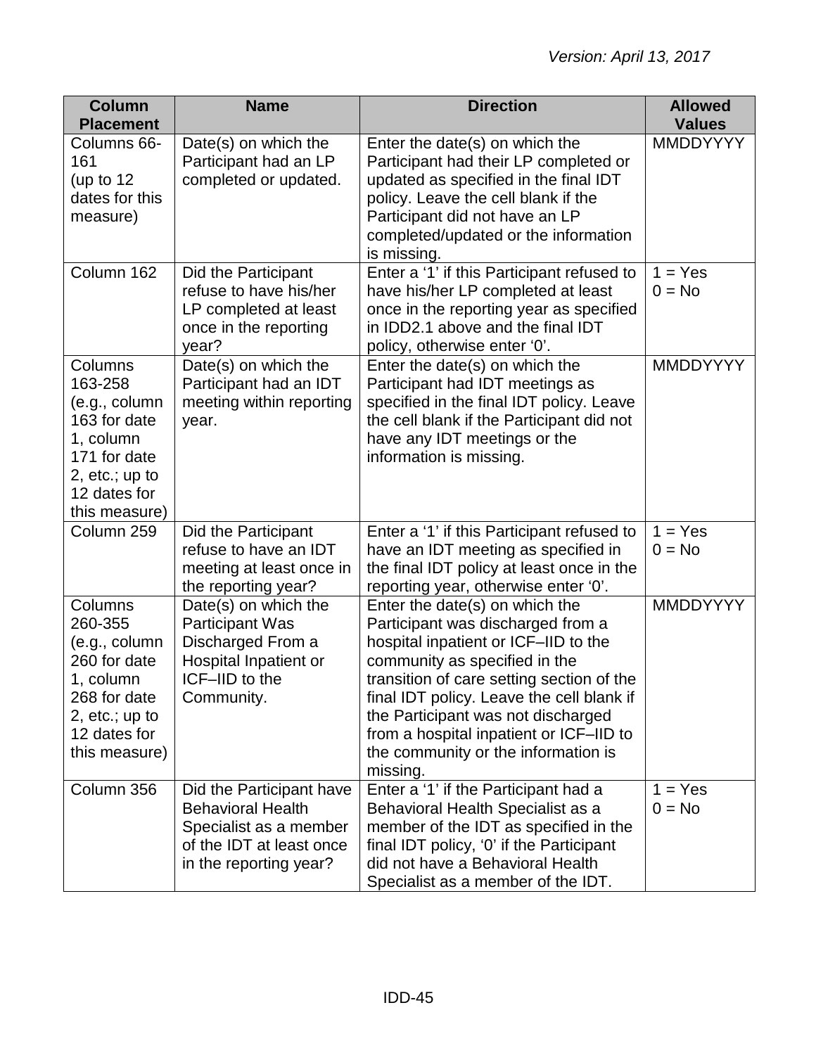| Column Placement | Name | Direction | Allowed Values |
|---|---|---|---|
| Columns 66-161 (up to 12 dates for this measure) | Date(s) on which the Participant had an LP completed or updated. | Enter the date(s) on which the Participant had their LP completed or updated as specified in the final IDT policy. Leave the cell blank if the Participant did not have an LP completed/updated or the information is missing. | MMDDYYYY |
| Column 162 | Did the Participant refuse to have his/her LP completed at least once in the reporting year? | Enter a '1' if this Participant refused to have his/her LP completed at least once in the reporting year as specified in IDD2.1 above and the final IDT policy, otherwise enter '0'. | 1 = Yes<br>0 = No |
| Columns 163-258 (e.g., column 163 for date 1, column 171 for date 2, etc.; up to 12 dates for this measure) | Date(s) on which the Participant had an IDT meeting within reporting year. | Enter the date(s) on which the Participant had IDT meetings as specified in the final IDT policy. Leave the cell blank if the Participant did not have any IDT meetings or the information is missing. | MMDDYYYY |
| Column 259 | Did the Participant refuse to have an IDT meeting at least once in the reporting year? | Enter a '1' if this Participant refused to have an IDT meeting as specified in the final IDT policy at least once in the reporting year, otherwise enter '0'. | 1 = Yes<br>0 = No |
| Columns 260-355 (e.g., column 260 for date 1, column 268 for date 2, etc.; up to 12 dates for this measure) | Date(s) on which the Participant Was Discharged From a Hospital Inpatient or ICF–IID to the Community. | Enter the date(s) on which the Participant was discharged from a hospital inpatient or ICF–IID to the community as specified in the transition of care setting section of the final IDT policy. Leave the cell blank if the Participant was not discharged from a hospital inpatient or ICF–IID to the community or the information is missing. | MMDDYYYY |
| Column 356 | Did the Participant have Behavioral Health Specialist as a member of the IDT at least once in the reporting year? | Enter a '1' if the Participant had a Behavioral Health Specialist as a member of the IDT as specified in the final IDT policy, '0' if the Participant did not have a Behavioral Health Specialist as a member of the IDT. | 1 = Yes<br>0 = No |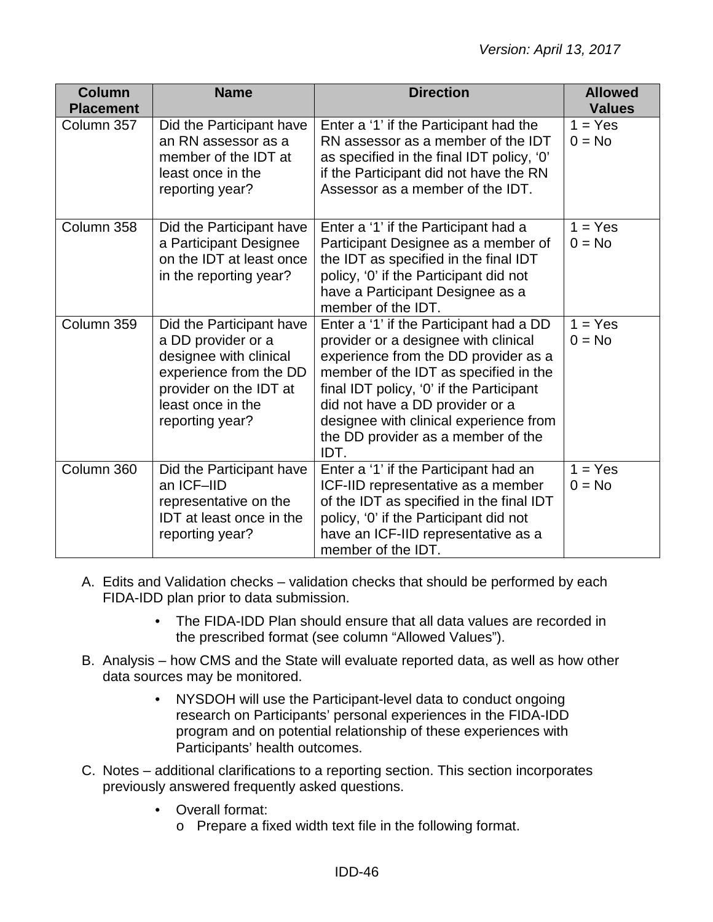| Column Placement | Name | Direction | Allowed Values |
|---|---|---|---|
| Column 357 | Did the Participant have an RN assessor as a member of the IDT at least once in the reporting year? | Enter a ‘1’ if the Participant had the RN assessor as a member of the IDT as specified in the final IDT policy, ‘0’ if the Participant did not have the RN Assessor as a member of the IDT. | 1 = Yes<br>0 = No |
| Column 358 | Did the Participant have a Participant Designee on the IDT at least once in the reporting year? | Enter a ‘1’ if the Participant had a Participant Designee as a member of the IDT as specified in the final IDT policy, ‘0’ if the Participant did not have a Participant Designee as a member of the IDT. | 1 = Yes<br>0 = No |
| Column 359 | Did the Participant have a DD provider or a designee with clinical experience from the DD provider on the IDT at least once in the reporting year? | Enter a ‘1’ if the Participant had a DD provider or a designee with clinical experience from the DD provider as a member of the IDT as specified in the final IDT policy, ‘0’ if the Participant did not have a DD provider or a designee with clinical experience from the DD provider as a member of the IDT. | 1 = Yes<br>0 = No |
| Column 360 | Did the Participant have an ICF–IID representative on the IDT at least once in the reporting year? | Enter a ‘1’ if the Participant had an ICF-IID representative as a member of the IDT as specified in the final IDT policy, ‘0’ if the Participant did not have an ICF-IID representative as a member of the IDT. | 1 = Yes<br>0 = No |

A. Edits and Validation checks – validation checks that should be performed by each FIDA-IDD plan prior to data submission.
   - The FIDA-IDD Plan should ensure that all data values are recorded in the prescribed format (see column “Allowed Values”).

B. Analysis – how CMS and the State will evaluate reported data, as well as how other data sources may be monitored.
   - NYSDOH will use the Participant-level data to conduct ongoing research on Participants’ personal experiences in the FIDA-IDD program and on potential relationship of these experiences with Participants’ health outcomes.

C. Notes – additional clarifications to a reporting section. This section incorporates previously answered frequently asked questions.
   - Overall format:
     - Prepare a fixed width text file in the following format.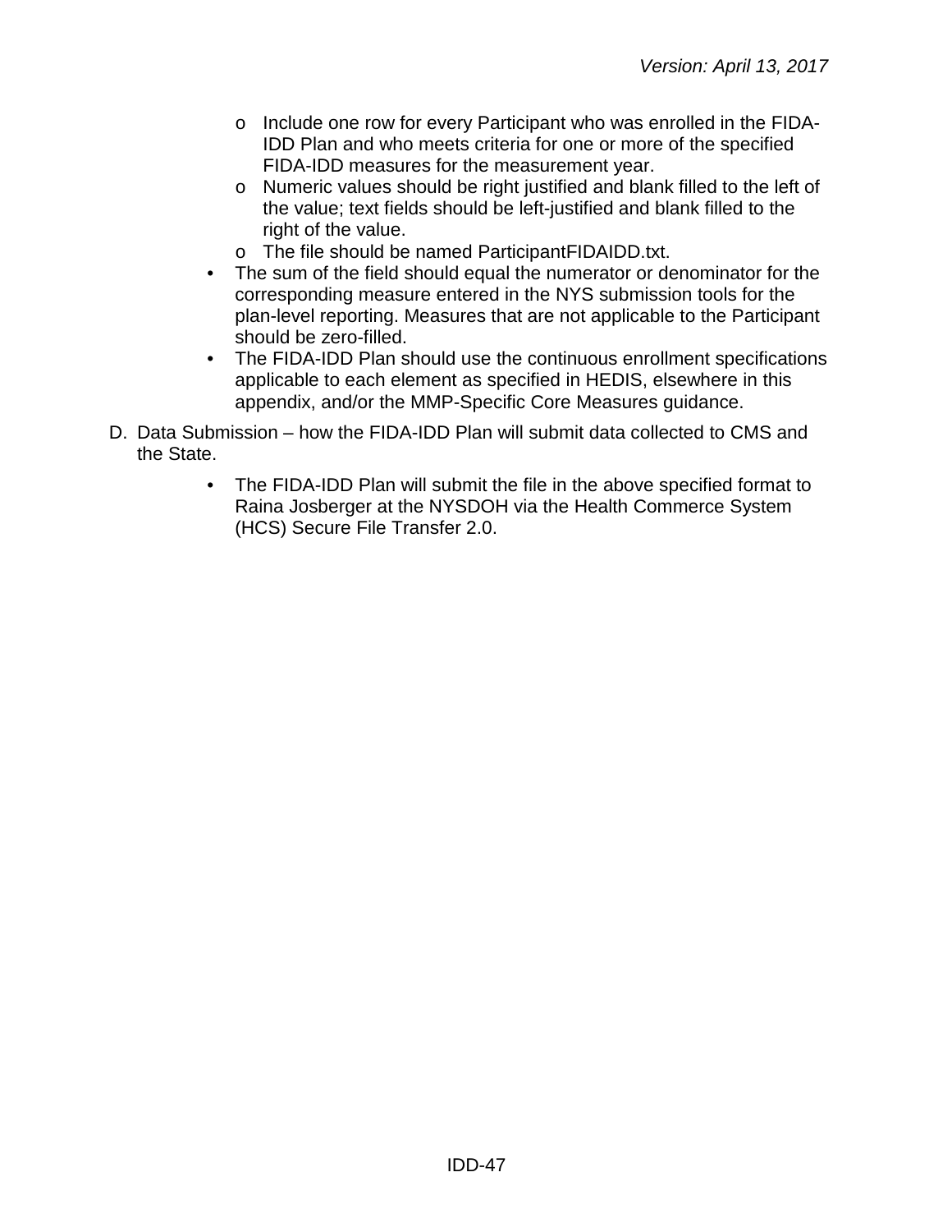- Include one row for every Participant who was enrolled in the FIDA-IDD Plan and who meets criteria for one or more of the specified FIDA-IDD measures for the measurement year.
- Numeric values should be right justified and blank filled to the left of the value; text fields should be left-justified and blank filled to the right of the value.
- The file should be named ParticipantFIDAIDD.txt.

- The sum of the field should equal the numerator or denominator for the corresponding measure entered in the NYS submission tools for the plan-level reporting. Measures that are not applicable to the Participant should be zero-filled.
- The FIDA-IDD Plan should use the continuous enrollment specifications applicable to each element as specified in HEDIS, elsewhere in this appendix, and/or the MMP-Specific Core Measures guidance.

D. Data Submission – how the FIDA-IDD Plan will submit data collected to CMS and the State.

- The FIDA-IDD Plan will submit the file in the above specified format to Raina Josberger at the NYSDOH via the Health Commerce System (HCS) Secure File Transfer 2.0.